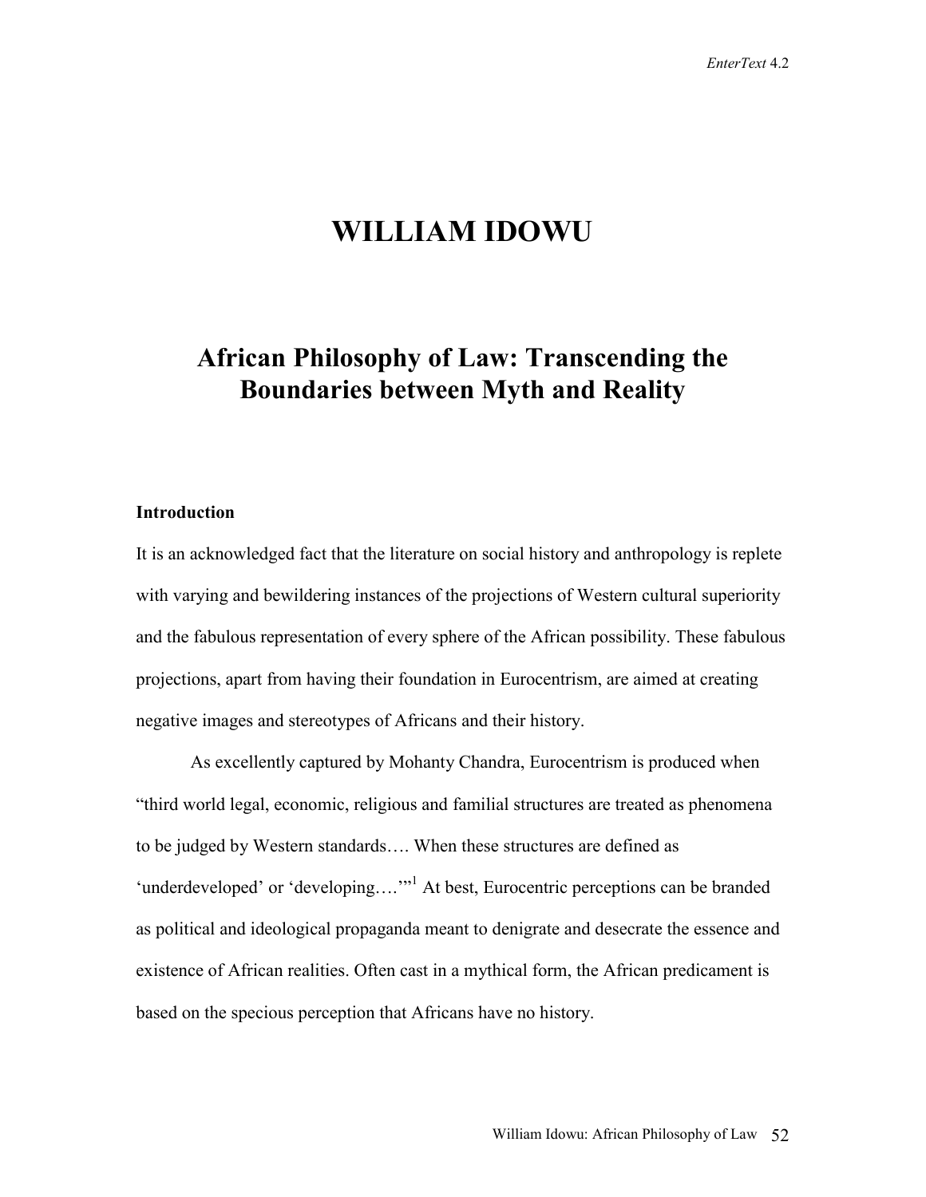# WILLIAM IDOWU

## African Philosophy of Law: Transcending the Boundaries between Myth and Reality

### Introduction

It is an acknowledged fact that the literature on social history and anthropology is replete with varying and bewildering instances of the projections of Western cultural superiority and the fabulous representation of every sphere of the African possibility. These fabulous projections, apart from having their foundation in Eurocentrism, are aimed at creating negative images and stereotypes of Africans and their history.

As excellently captured by Mohanty Chandra, Eurocentrism is produced when "third world legal, economic, religious and familial structures are treated as phenomena to be judged by Western standards…. When these structures are defined as 'underdeveloped' or 'developing….'"[1] At best, Eurocentric perceptions can be branded as political and ideological propaganda meant to denigrate and desecrate the essence and existence of African realities. Often cast in a mythical form, the African predicament is based on the specious perception that Africans have no history.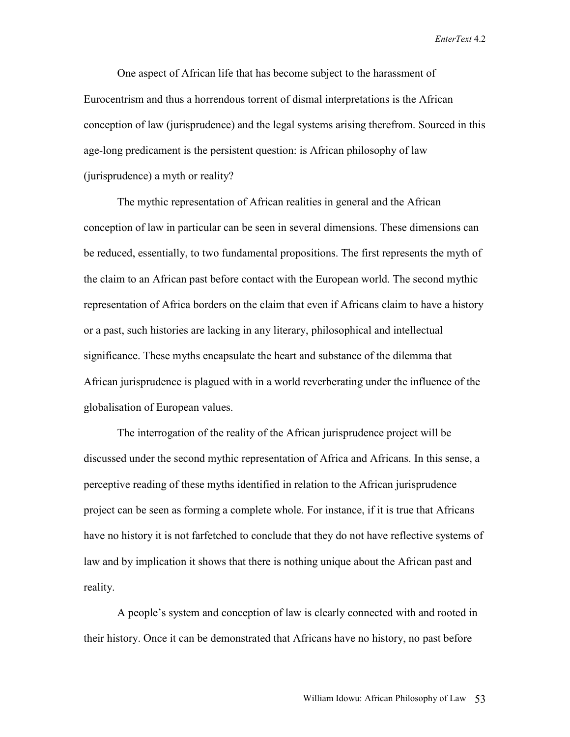One aspect of African life that has become subject to the harassment of Eurocentrism and thus a horrendous torrent of dismal interpretations is the African conception of law (jurisprudence) and the legal systems arising therefrom. Sourced in this age-long predicament is the persistent question: is African philosophy of law (jurisprudence) a myth or reality?

The mythic representation of African realities in general and the African conception of law in particular can be seen in several dimensions. These dimensions can be reduced, essentially, to two fundamental propositions. The first represents the myth of the claim to an African past before contact with the European world. The second mythic representation of Africa borders on the claim that even if Africans claim to have a history or a past, such histories are lacking in any literary, philosophical and intellectual significance. These myths encapsulate the heart and substance of the dilemma that African jurisprudence is plagued with in a world reverberating under the influence of the globalisation of European values.

The interrogation of the reality of the African jurisprudence project will be discussed under the second mythic representation of Africa and Africans. In this sense, a perceptive reading of these myths identified in relation to the African jurisprudence project can be seen as forming a complete whole. For instance, if it is true that Africans have no history it is not farfetched to conclude that they do not have reflective systems of law and by implication it shows that there is nothing unique about the African past and reality.

A people's system and conception of law is clearly connected with and rooted in their history. Once it can be demonstrated that Africans have no history, no past before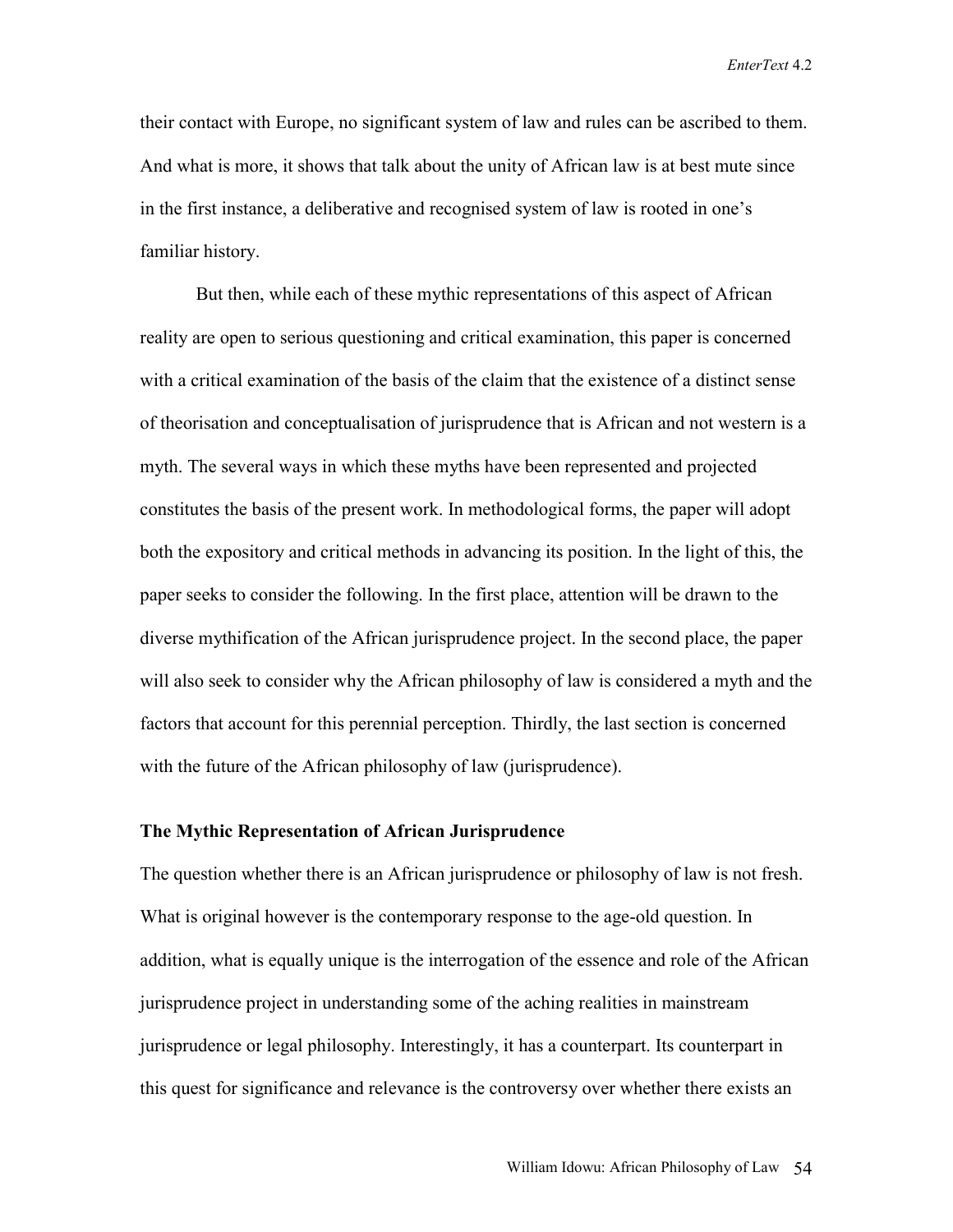their contact with Europe, no significant system of law and rules can be ascribed to them. And what is more, it shows that talk about the unity of African law is at best mute since in the first instance, a deliberative and recognised system of law is rooted in one's familiar history.

But then, while each of these mythic representations of this aspect of African reality are open to serious questioning and critical examination, this paper is concerned with a critical examination of the basis of the claim that the existence of a distinct sense of theorisation and conceptualisation of jurisprudence that is African and not western is a myth. The several ways in which these myths have been represented and projected constitutes the basis of the present work. In methodological forms, the paper will adopt both the expository and critical methods in advancing its position. In the light of this, the paper seeks to consider the following. In the first place, attention will be drawn to the diverse mythification of the African jurisprudence project. In the second place, the paper will also seek to consider why the African philosophy of law is considered a myth and the factors that account for this perennial perception. Thirdly, the last section is concerned with the future of the African philosophy of law (jurisprudence).

### The Mythic Representation of African Jurisprudence

The question whether there is an African jurisprudence or philosophy of law is not fresh. What is original however is the contemporary response to the age-old question. In addition, what is equally unique is the interrogation of the essence and role of the African jurisprudence project in understanding some of the aching realities in mainstream jurisprudence or legal philosophy. Interestingly, it has a counterpart. Its counterpart in this quest for significance and relevance is the controversy over whether there exists an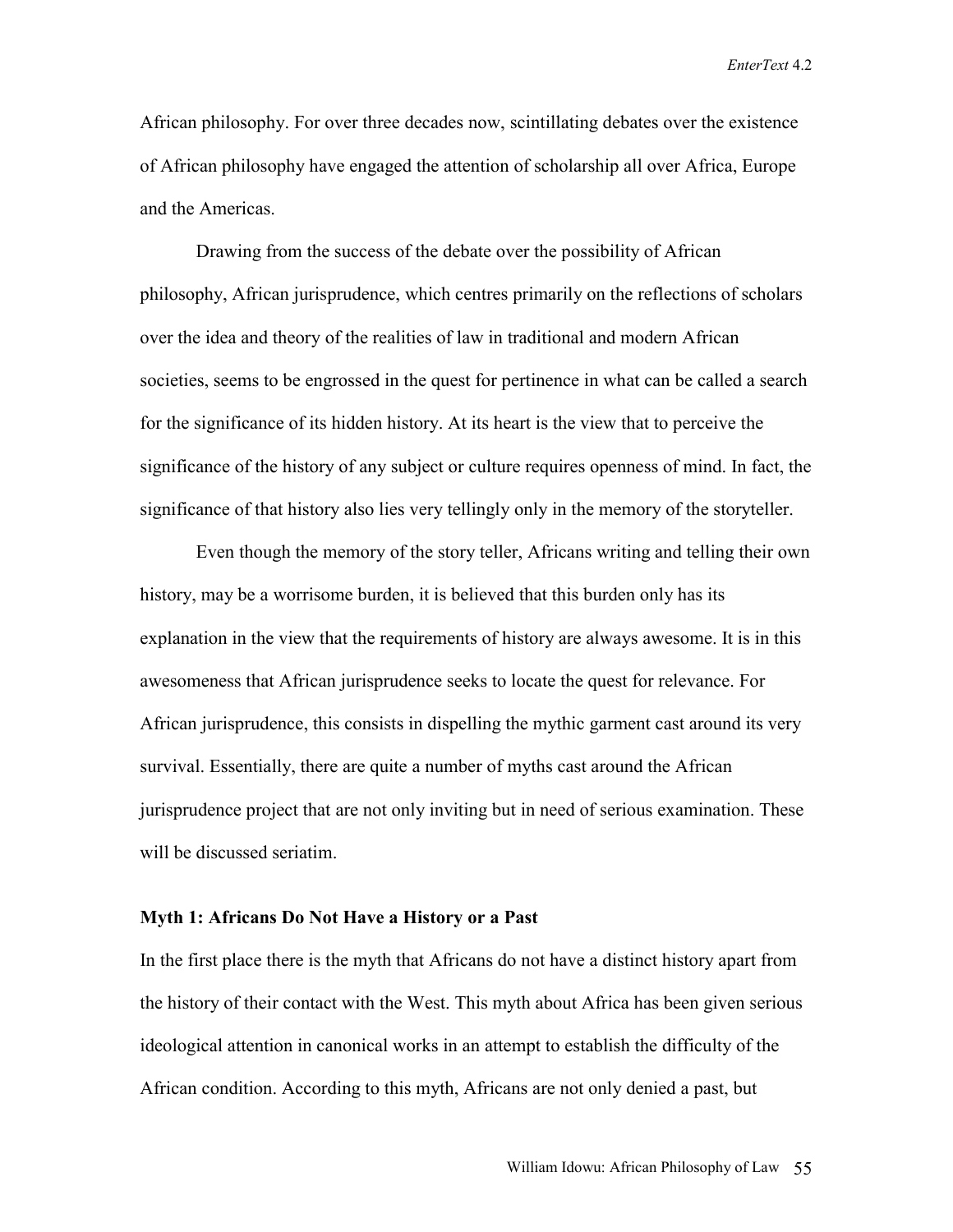African philosophy. For over three decades now, scintillating debates over the existence of African philosophy have engaged the attention of scholarship all over Africa, Europe and the Americas.

Drawing from the success of the debate over the possibility of African philosophy, African jurisprudence, which centres primarily on the reflections of scholars over the idea and theory of the realities of law in traditional and modern African societies, seems to be engrossed in the quest for pertinence in what can be called a search for the significance of its hidden history. At its heart is the view that to perceive the significance of the history of any subject or culture requires openness of mind. In fact, the significance of that history also lies very tellingly only in the memory of the storyteller.

Even though the memory of the story teller, Africans writing and telling their own history, may be a worrisome burden, it is believed that this burden only has its explanation in the view that the requirements of history are always awesome. It is in this awesomeness that African jurisprudence seeks to locate the quest for relevance. For African jurisprudence, this consists in dispelling the mythic garment cast around its very survival. Essentially, there are quite a number of myths cast around the African jurisprudence project that are not only inviting but in need of serious examination. These will be discussed seriatim.

**Myth 1: Africans Do Not Have a History or a Past**

In the first place there is the myth that Africans do not have a distinct history apart from the history of their contact with the West. This myth about Africa has been given serious ideological attention in canonical works in an attempt to establish the difficulty of the African condition. According to this myth, Africans are not only denied a past, but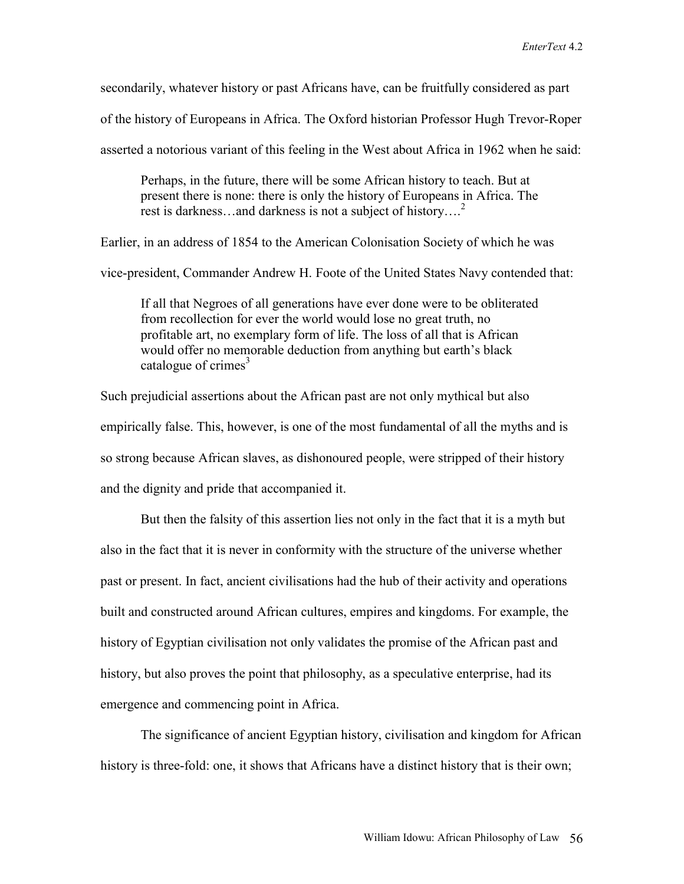secondarily, whatever history or past Africans have, can be fruitfully considered as part of the history of Europeans in Africa. The Oxford historian Professor Hugh Trevor-Roper asserted a notorious variant of this feeling in the West about Africa in 1962 when he said:

> Perhaps, in the future, there will be some African history to teach. But at present there is none: there is only the history of Europeans in Africa. The rest is darkness…and darkness is not a subject of history….[2]

Earlier, in an address of 1854 to the American Colonisation Society of which he was vice-president, Commander Andrew H. Foote of the United States Navy contended that:

> If all that Negroes of all generations have ever done were to be obliterated from recollection for ever the world would lose no great truth, no profitable art, no exemplary form of life. The loss of all that is African would offer no memorable deduction from anything but earth's black catalogue of crimes[3]

Such prejudicial assertions about the African past are not only mythical but also empirically false. This, however, is one of the most fundamental of all the myths and is so strong because African slaves, as dishonoured people, were stripped of their history and the dignity and pride that accompanied it.

But then the falsity of this assertion lies not only in the fact that it is a myth but also in the fact that it is never in conformity with the structure of the universe whether past or present. In fact, ancient civilisations had the hub of their activity and operations built and constructed around African cultures, empires and kingdoms. For example, the history of Egyptian civilisation not only validates the promise of the African past and history, but also proves the point that philosophy, as a speculative enterprise, had its emergence and commencing point in Africa.

The significance of ancient Egyptian history, civilisation and kingdom for African history is three-fold: one, it shows that Africans have a distinct history that is their own;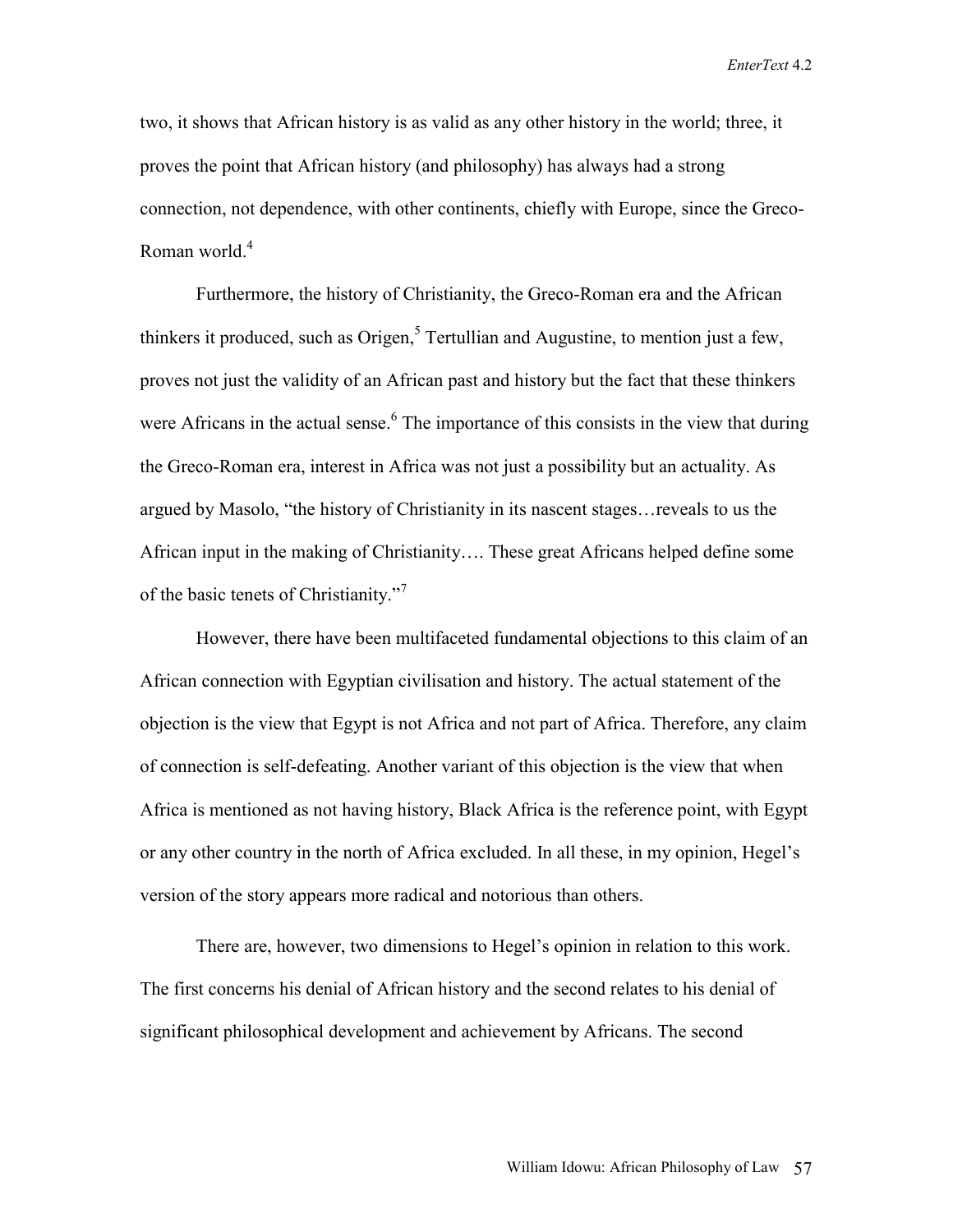two, it shows that African history is as valid as any other history in the world; three, it proves the point that African history (and philosophy) has always had a strong connection, not dependence, with other continents, chiefly with Europe, since the Greco-Roman world.[4]

Furthermore, the history of Christianity, the Greco-Roman era and the African thinkers it produced, such as Origen,[5] Tertullian and Augustine, to mention just a few, proves not just the validity of an African past and history but the fact that these thinkers were Africans in the actual sense.[6] The importance of this consists in the view that during the Greco-Roman era, interest in Africa was not just a possibility but an actuality. As argued by Masolo, "the history of Christianity in its nascent stages…reveals to us the African input in the making of Christianity…. These great Africans helped define some of the basic tenets of Christianity."[7]

However, there have been multifaceted fundamental objections to this claim of an African connection with Egyptian civilisation and history. The actual statement of the objection is the view that Egypt is not Africa and not part of Africa. Therefore, any claim of connection is self-defeating. Another variant of this objection is the view that when Africa is mentioned as not having history, Black Africa is the reference point, with Egypt or any other country in the north of Africa excluded. In all these, in my opinion, Hegel's version of the story appears more radical and notorious than others.

There are, however, two dimensions to Hegel's opinion in relation to this work. The first concerns his denial of African history and the second relates to his denial of significant philosophical development and achievement by Africans. The second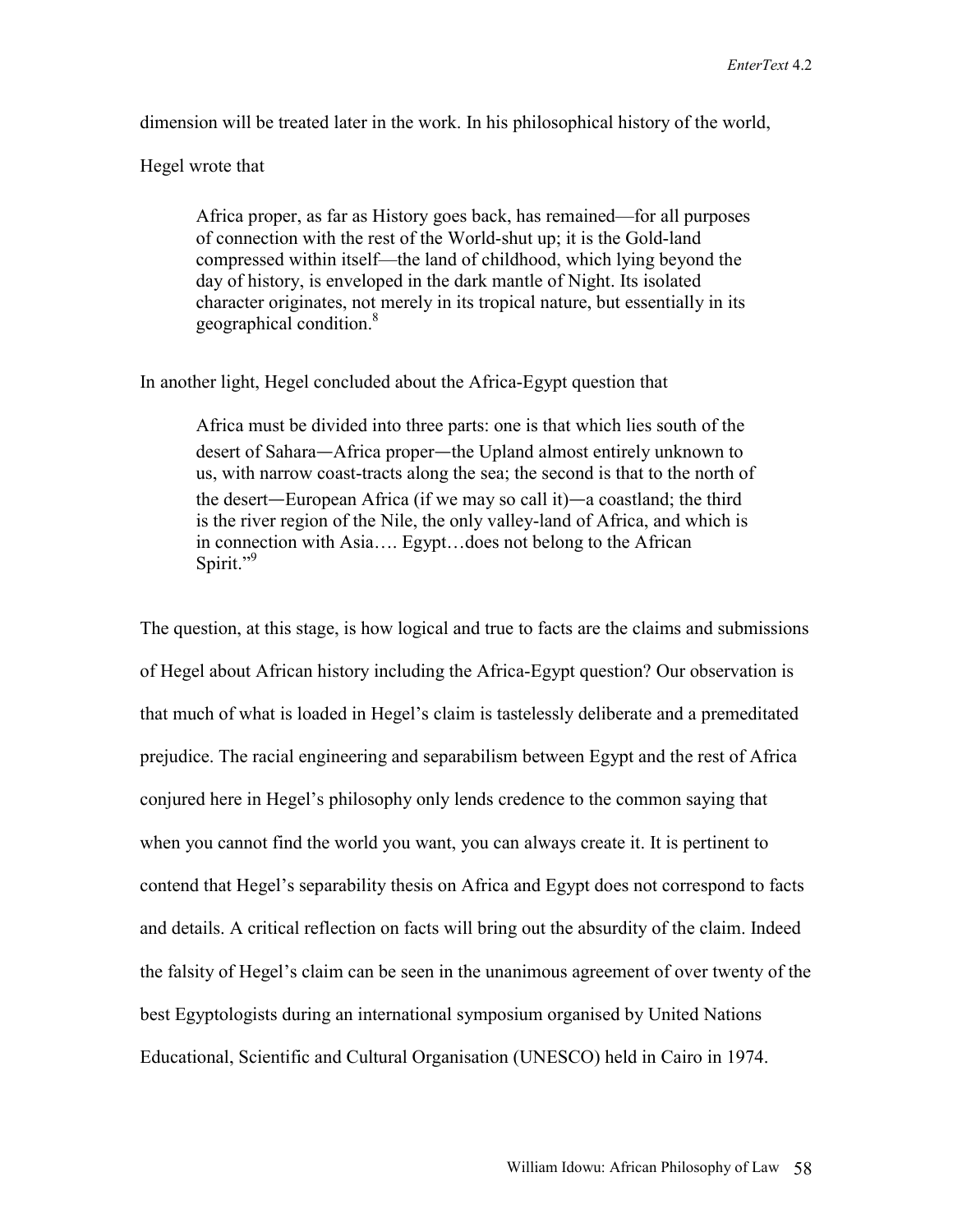dimension will be treated later in the work. In his philosophical history of the world, Hegel wrote that

> Africa proper, as far as History goes back, has remained—for all purposes of connection with the rest of the World-shut up; it is the Gold-land compressed within itself—the land of childhood, which lying beyond the day of history, is enveloped in the dark mantle of Night. Its isolated character originates, not merely in its tropical nature, but essentially in its geographical condition.[8]

In another light, Hegel concluded about the Africa-Egypt question that

> Africa must be divided into three parts: one is that which lies south of the desert of Sahara―Africa proper―the Upland almost entirely unknown to us, with narrow coast-tracts along the sea; the second is that to the north of the desert―European Africa (if we may so call it)―a coastland; the third is the river region of the Nile, the only valley-land of Africa, and which is in connection with Asia…. Egypt…does not belong to the African Spirit."[9]

The question, at this stage, is how logical and true to facts are the claims and submissions of Hegel about African history including the Africa-Egypt question? Our observation is that much of what is loaded in Hegel's claim is tastelessly deliberate and a premeditated prejudice. The racial engineering and separabilism between Egypt and the rest of Africa conjured here in Hegel's philosophy only lends credence to the common saying that when you cannot find the world you want, you can always create it. It is pertinent to contend that Hegel's separability thesis on Africa and Egypt does not correspond to facts and details. A critical reflection on facts will bring out the absurdity of the claim. Indeed the falsity of Hegel's claim can be seen in the unanimous agreement of over twenty of the best Egyptologists during an international symposium organised by United Nations Educational, Scientific and Cultural Organisation (UNESCO) held in Cairo in 1974.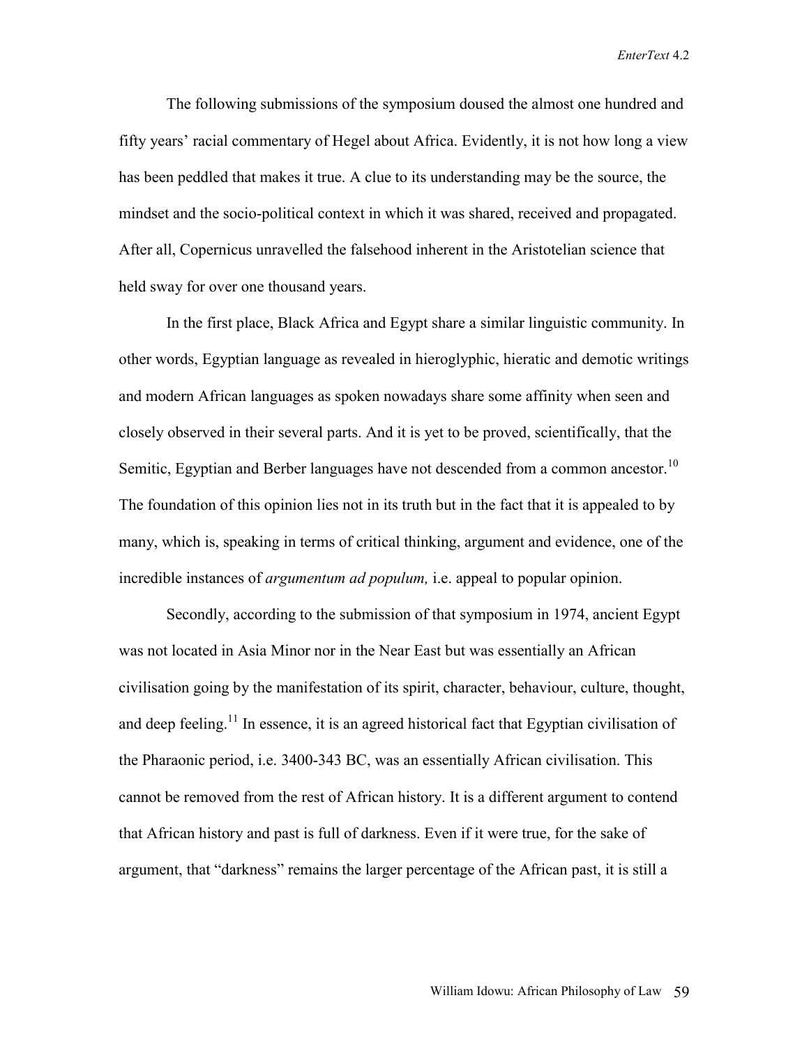The following submissions of the symposium doused the almost one hundred and fifty years' racial commentary of Hegel about Africa. Evidently, it is not how long a view has been peddled that makes it true. A clue to its understanding may be the source, the mindset and the socio-political context in which it was shared, received and propagated. After all, Copernicus unravelled the falsehood inherent in the Aristotelian science that held sway for over one thousand years.

In the first place, Black Africa and Egypt share a similar linguistic community. In other words, Egyptian language as revealed in hieroglyphic, hieratic and demotic writings and modern African languages as spoken nowadays share some affinity when seen and closely observed in their several parts. And it is yet to be proved, scientifically, that the Semitic, Egyptian and Berber languages have not descended from a common ancestor.[10] The foundation of this opinion lies not in its truth but in the fact that it is appealed to by many, which is, speaking in terms of critical thinking, argument and evidence, one of the incredible instances of *argumentum ad populum,* i.e. appeal to popular opinion.

Secondly, according to the submission of that symposium in 1974, ancient Egypt was not located in Asia Minor nor in the Near East but was essentially an African civilisation going by the manifestation of its spirit, character, behaviour, culture, thought, and deep feeling.[11] In essence, it is an agreed historical fact that Egyptian civilisation of the Pharaonic period, i.e. 3400-343 BC, was an essentially African civilisation. This cannot be removed from the rest of African history. It is a different argument to contend that African history and past is full of darkness. Even if it were true, for the sake of argument, that "darkness" remains the larger percentage of the African past, it is still a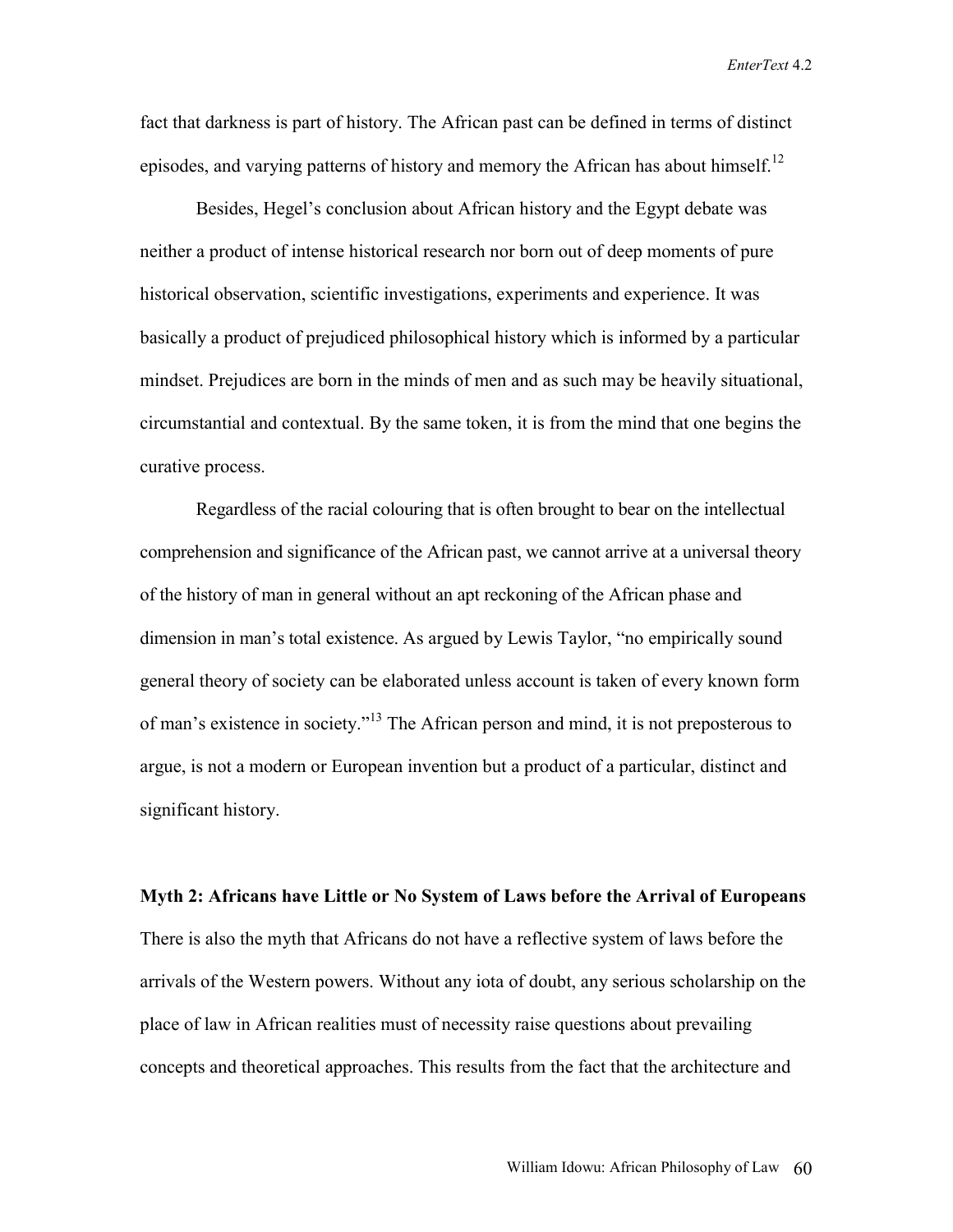fact that darkness is part of history. The African past can be defined in terms of distinct episodes, and varying patterns of history and memory the African has about himself.[12]

Besides, Hegel's conclusion about African history and the Egypt debate was neither a product of intense historical research nor born out of deep moments of pure historical observation, scientific investigations, experiments and experience. It was basically a product of prejudiced philosophical history which is informed by a particular mindset. Prejudices are born in the minds of men and as such may be heavily situational, circumstantial and contextual. By the same token, it is from the mind that one begins the curative process.

Regardless of the racial colouring that is often brought to bear on the intellectual comprehension and significance of the African past, we cannot arrive at a universal theory of the history of man in general without an apt reckoning of the African phase and dimension in man's total existence. As argued by Lewis Taylor, "no empirically sound general theory of society can be elaborated unless account is taken of every known form of man's existence in society."[13] The African person and mind, it is not preposterous to argue, is not a modern or European invention but a product of a particular, distinct and significant history.

**Myth 2: Africans have Little or No System of Laws before the Arrival of Europeans**

There is also the myth that Africans do not have a reflective system of laws before the arrivals of the Western powers. Without any iota of doubt, any serious scholarship on the place of law in African realities must of necessity raise questions about prevailing concepts and theoretical approaches. This results from the fact that the architecture and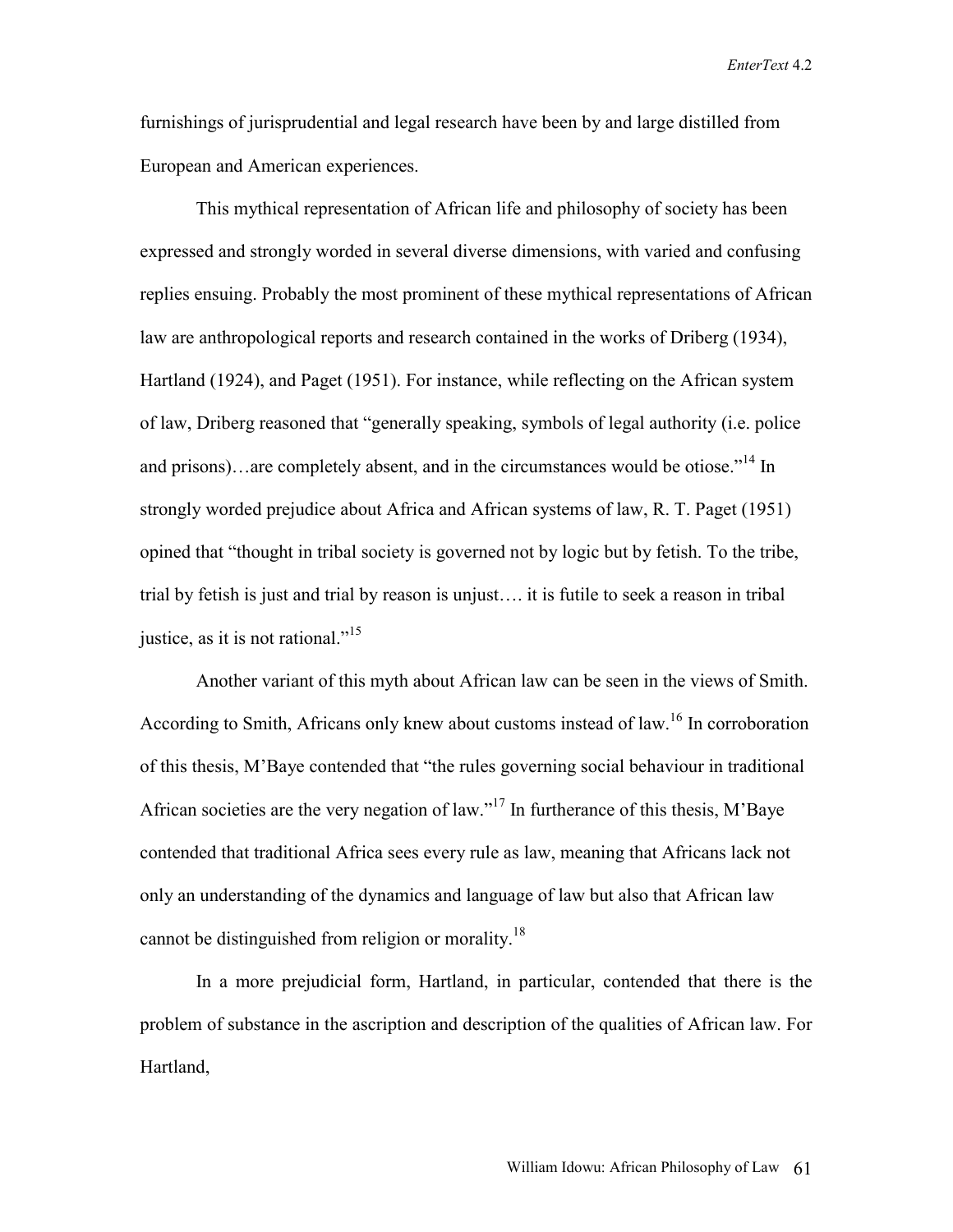furnishings of jurisprudential and legal research have been by and large distilled from European and American experiences.

This mythical representation of African life and philosophy of society has been expressed and strongly worded in several diverse dimensions, with varied and confusing replies ensuing. Probably the most prominent of these mythical representations of African law are anthropological reports and research contained in the works of Driberg (1934), Hartland (1924), and Paget (1951). For instance, while reflecting on the African system of law, Driberg reasoned that "generally speaking, symbols of legal authority (i.e. police and prisons)…are completely absent, and in the circumstances would be otiose."[14] In strongly worded prejudice about Africa and African systems of law, R. T. Paget (1951) opined that "thought in tribal society is governed not by logic but by fetish. To the tribe, trial by fetish is just and trial by reason is unjust…. it is futile to seek a reason in tribal justice, as it is not rational."[15]

Another variant of this myth about African law can be seen in the views of Smith. According to Smith, Africans only knew about customs instead of law.[16] In corroboration of this thesis, M'Baye contended that "the rules governing social behaviour in traditional African societies are the very negation of law."[17] In furtherance of this thesis, M'Baye contended that traditional Africa sees every rule as law, meaning that Africans lack not only an understanding of the dynamics and language of law but also that African law cannot be distinguished from religion or morality.[18]

In a more prejudicial form, Hartland, in particular, contended that there is the problem of substance in the ascription and description of the qualities of African law. For Hartland,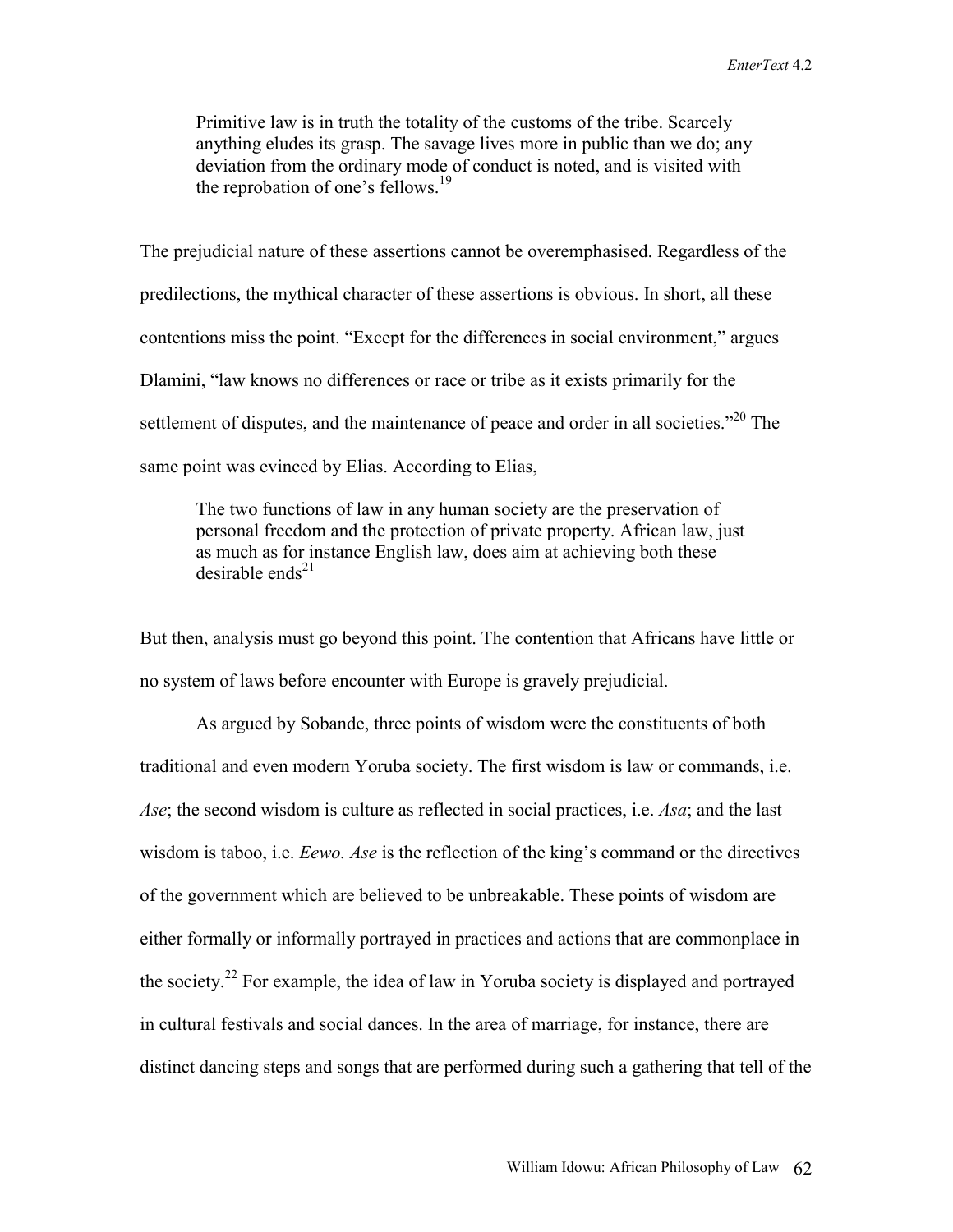> Primitive law is in truth the totality of the customs of the tribe. Scarcely anything eludes its grasp. The savage lives more in public than we do; any deviation from the ordinary mode of conduct is noted, and is visited with the reprobation of one's fellows.[19]

The prejudicial nature of these assertions cannot be overemphasised. Regardless of the predilections, the mythical character of these assertions is obvious. In short, all these contentions miss the point. "Except for the differences in social environment," argues Dlamini, "law knows no differences or race or tribe as it exists primarily for the settlement of disputes, and the maintenance of peace and order in all societies."[20] The same point was evinced by Elias. According to Elias,

> The two functions of law in any human society are the preservation of personal freedom and the protection of private property. African law, just as much as for instance English law, does aim at achieving both these desirable ends[21]

But then, analysis must go beyond this point. The contention that Africans have little or no system of laws before encounter with Europe is gravely prejudicial.

As argued by Sobande, three points of wisdom were the constituents of both traditional and even modern Yoruba society. The first wisdom is law or commands, i.e. *Ase*; the second wisdom is culture as reflected in social practices, i.e. *Asa*; and the last wisdom is taboo, i.e. *Eewo*. *Ase* is the reflection of the king's command or the directives of the government which are believed to be unbreakable. These points of wisdom are either formally or informally portrayed in practices and actions that are commonplace in the society.[22] For example, the idea of law in Yoruba society is displayed and portrayed in cultural festivals and social dances. In the area of marriage, for instance, there are distinct dancing steps and songs that are performed during such a gathering that tell of the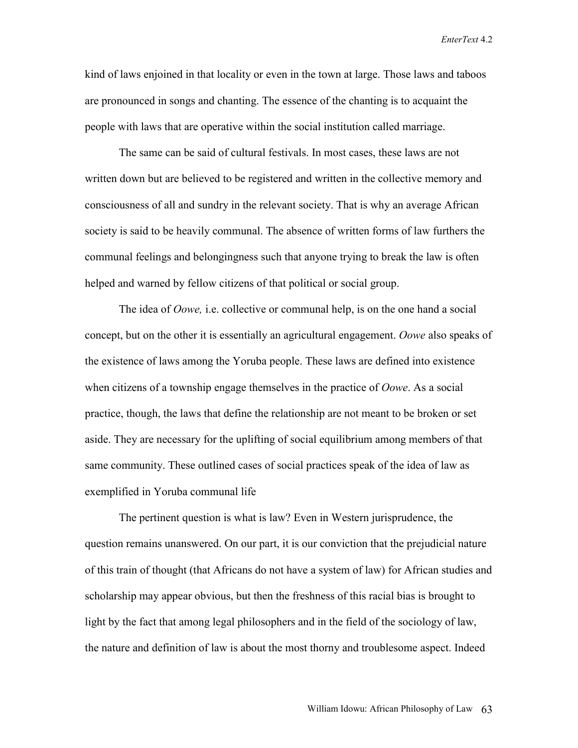kind of laws enjoined in that locality or even in the town at large. Those laws and taboos are pronounced in songs and chanting. The essence of the chanting is to acquaint the people with laws that are operative within the social institution called marriage.

The same can be said of cultural festivals. In most cases, these laws are not written down but are believed to be registered and written in the collective memory and consciousness of all and sundry in the relevant society. That is why an average African society is said to be heavily communal. The absence of written forms of law furthers the communal feelings and belongingness such that anyone trying to break the law is often helped and warned by fellow citizens of that political or social group.

The idea of *Oowe,* i.e. collective or communal help, is on the one hand a social concept, but on the other it is essentially an agricultural engagement. *Oowe* also speaks of the existence of laws among the Yoruba people. These laws are defined into existence when citizens of a township engage themselves in the practice of *Oowe*. As a social practice, though, the laws that define the relationship are not meant to be broken or set aside. They are necessary for the uplifting of social equilibrium among members of that same community. These outlined cases of social practices speak of the idea of law as exemplified in Yoruba communal life

The pertinent question is what is law? Even in Western jurisprudence, the question remains unanswered. On our part, it is our conviction that the prejudicial nature of this train of thought (that Africans do not have a system of law) for African studies and scholarship may appear obvious, but then the freshness of this racial bias is brought to light by the fact that among legal philosophers and in the field of the sociology of law, the nature and definition of law is about the most thorny and troublesome aspect. Indeed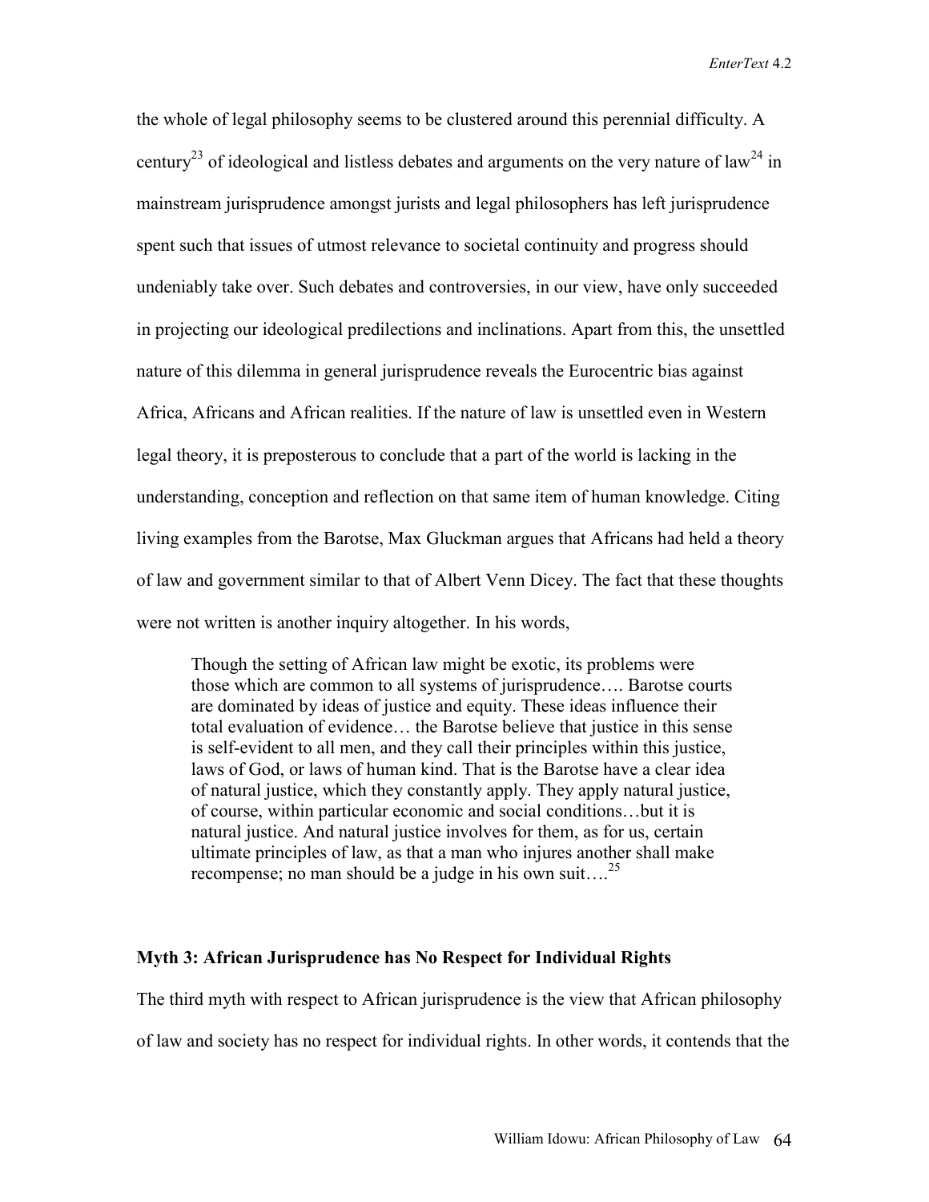the whole of legal philosophy seems to be clustered around this perennial difficulty. A century[23] of ideological and listless debates and arguments on the very nature of law[24] in mainstream jurisprudence amongst jurists and legal philosophers has left jurisprudence spent such that issues of utmost relevance to societal continuity and progress should undeniably take over. Such debates and controversies, in our view, have only succeeded in projecting our ideological predilections and inclinations. Apart from this, the unsettled nature of this dilemma in general jurisprudence reveals the Eurocentric bias against Africa, Africans and African realities. If the nature of law is unsettled even in Western legal theory, it is preposterous to conclude that a part of the world is lacking in the understanding, conception and reflection on that same item of human knowledge. Citing living examples from the Barotse, Max Gluckman argues that Africans had held a theory of law and government similar to that of Albert Venn Dicey. The fact that these thoughts were not written is another inquiry altogether. In his words,

> Though the setting of African law might be exotic, its problems were those which are common to all systems of jurisprudence…. Barotse courts are dominated by ideas of justice and equity. These ideas influence their total evaluation of evidence… the Barotse believe that justice in this sense is self-evident to all men, and they call their principles within this justice, laws of God, or laws of human kind. That is the Barotse have a clear idea of natural justice, which they constantly apply. They apply natural justice, of course, within particular economic and social conditions…but it is natural justice. And natural justice involves for them, as for us, certain ultimate principles of law, as that a man who injures another shall make recompense; no man should be a judge in his own suit….[25]

### Myth 3: African Jurisprudence has No Respect for Individual Rights

The third myth with respect to African jurisprudence is the view that African philosophy of law and society has no respect for individual rights. In other words, it contends that the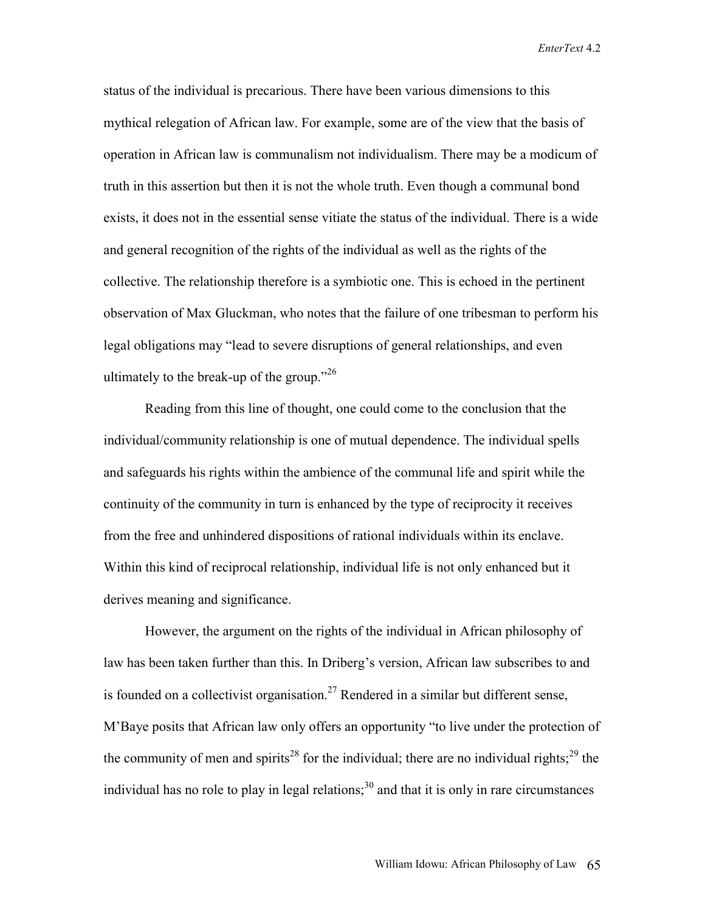status of the individual is precarious. There have been various dimensions to this mythical relegation of African law. For example, some are of the view that the basis of operation in African law is communalism not individualism. There may be a modicum of truth in this assertion but then it is not the whole truth. Even though a communal bond exists, it does not in the essential sense vitiate the status of the individual. There is a wide and general recognition of the rights of the individual as well as the rights of the collective. The relationship therefore is a symbiotic one. This is echoed in the pertinent observation of Max Gluckman, who notes that the failure of one tribesman to perform his legal obligations may "lead to severe disruptions of general relationships, and even ultimately to the break-up of the group."[26]

Reading from this line of thought, one could come to the conclusion that the individual/community relationship is one of mutual dependence. The individual spells and safeguards his rights within the ambience of the communal life and spirit while the continuity of the community in turn is enhanced by the type of reciprocity it receives from the free and unhindered dispositions of rational individuals within its enclave. Within this kind of reciprocal relationship, individual life is not only enhanced but it derives meaning and significance.

However, the argument on the rights of the individual in African philosophy of law has been taken further than this. In Driberg's version, African law subscribes to and is founded on a collectivist organisation.[27] Rendered in a similar but different sense, M'Baye posits that African law only offers an opportunity "to live under the protection of the community of men and spirits[28] for the individual; there are no individual rights;[29] the individual has no role to play in legal relations;[30] and that it is only in rare circumstances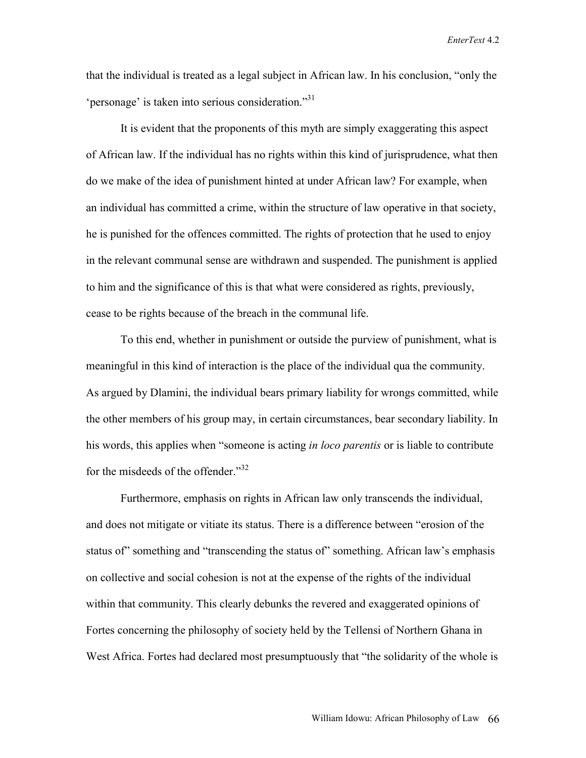that the individual is treated as a legal subject in African law. In his conclusion, "only the 'personage' is taken into serious consideration."[31]

It is evident that the proponents of this myth are simply exaggerating this aspect of African law. If the individual has no rights within this kind of jurisprudence, what then do we make of the idea of punishment hinted at under African law? For example, when an individual has committed a crime, within the structure of law operative in that society, he is punished for the offences committed. The rights of protection that he used to enjoy in the relevant communal sense are withdrawn and suspended. The punishment is applied to him and the significance of this is that what were considered as rights, previously, cease to be rights because of the breach in the communal life.

To this end, whether in punishment or outside the purview of punishment, what is meaningful in this kind of interaction is the place of the individual qua the community. As argued by Dlamini, the individual bears primary liability for wrongs committed, while the other members of his group may, in certain circumstances, bear secondary liability. In his words, this applies when "someone is acting *in loco parentis* or is liable to contribute for the misdeeds of the offender."[32]

Furthermore, emphasis on rights in African law only transcends the individual, and does not mitigate or vitiate its status. There is a difference between "erosion of the status of" something and "transcending the status of" something. African law's emphasis on collective and social cohesion is not at the expense of the rights of the individual within that community. This clearly debunks the revered and exaggerated opinions of Fortes concerning the philosophy of society held by the Tellensi of Northern Ghana in West Africa. Fortes had declared most presumptuously that "the solidarity of the whole is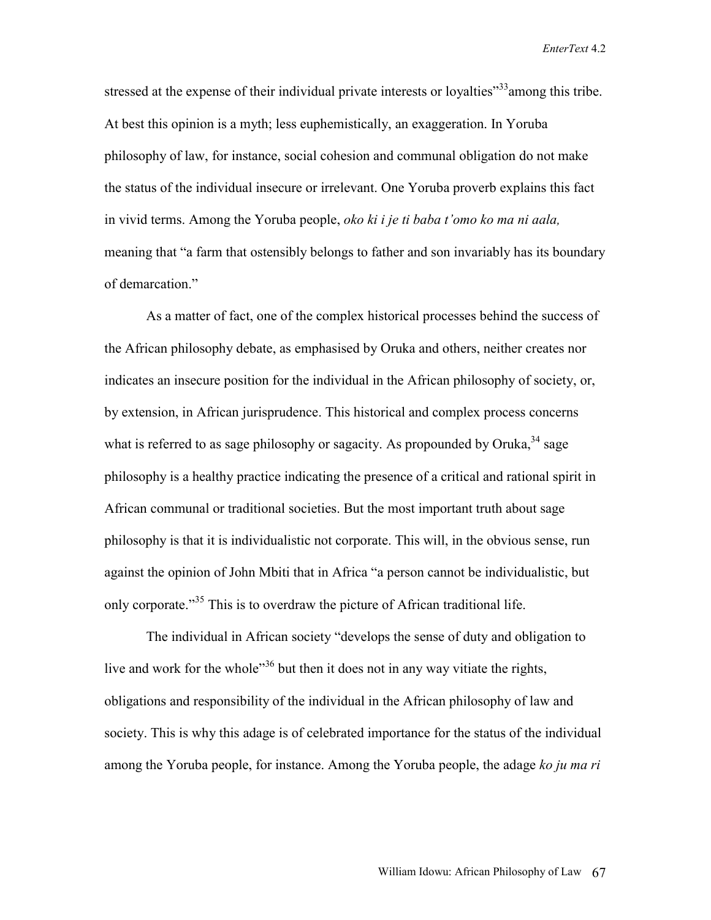stressed at the expense of their individual private interests or loyalties"[33]among this tribe. At best this opinion is a myth; less euphemistically, an exaggeration. In Yoruba philosophy of law, for instance, social cohesion and communal obligation do not make the status of the individual insecure or irrelevant. One Yoruba proverb explains this fact in vivid terms. Among the Yoruba people, *oko ki i je ti baba t'omo ko ma ni aala,* meaning that "a farm that ostensibly belongs to father and son invariably has its boundary of demarcation."

As a matter of fact, one of the complex historical processes behind the success of the African philosophy debate, as emphasised by Oruka and others, neither creates nor indicates an insecure position for the individual in the African philosophy of society, or, by extension, in African jurisprudence. This historical and complex process concerns what is referred to as sage philosophy or sagacity. As propounded by Oruka,[34] sage philosophy is a healthy practice indicating the presence of a critical and rational spirit in African communal or traditional societies. But the most important truth about sage philosophy is that it is individualistic not corporate. This will, in the obvious sense, run against the opinion of John Mbiti that in Africa "a person cannot be individualistic, but only corporate."[35] This is to overdraw the picture of African traditional life.

The individual in African society "develops the sense of duty and obligation to live and work for the whole"[36] but then it does not in any way vitiate the rights, obligations and responsibility of the individual in the African philosophy of law and society. This is why this adage is of celebrated importance for the status of the individual among the Yoruba people, for instance. Among the Yoruba people, the adage *ko ju ma ri*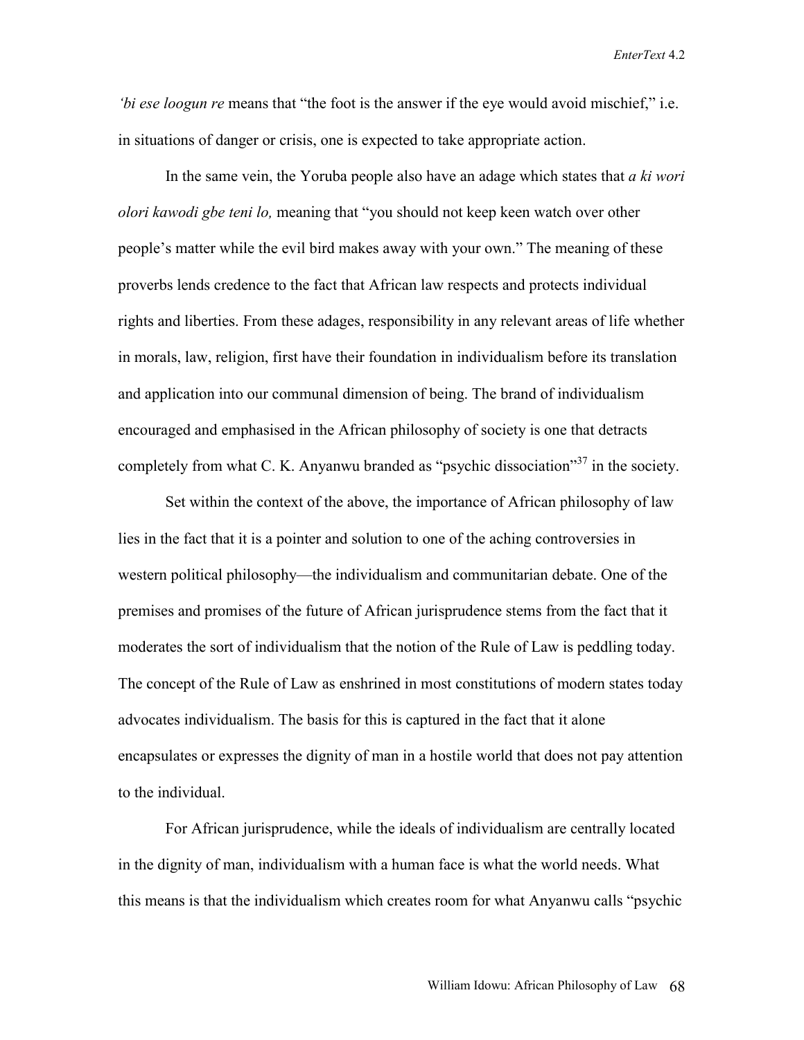*'bi ese loogun re* means that "the foot is the answer if the eye would avoid mischief," i.e. in situations of danger or crisis, one is expected to take appropriate action.

In the same vein, the Yoruba people also have an adage which states that *a ki wori olori kawodi gbe teni lo,* meaning that "you should not keep keen watch over other people's matter while the evil bird makes away with your own." The meaning of these proverbs lends credence to the fact that African law respects and protects individual rights and liberties. From these adages, responsibility in any relevant areas of life whether in morals, law, religion, first have their foundation in individualism before its translation and application into our communal dimension of being. The brand of individualism encouraged and emphasised in the African philosophy of society is one that detracts completely from what C. K. Anyanwu branded as "psychic dissociation"[37] in the society.

Set within the context of the above, the importance of African philosophy of law lies in the fact that it is a pointer and solution to one of the aching controversies in western political philosophy—the individualism and communitarian debate. One of the premises and promises of the future of African jurisprudence stems from the fact that it moderates the sort of individualism that the notion of the Rule of Law is peddling today. The concept of the Rule of Law as enshrined in most constitutions of modern states today advocates individualism. The basis for this is captured in the fact that it alone encapsulates or expresses the dignity of man in a hostile world that does not pay attention to the individual.

For African jurisprudence, while the ideals of individualism are centrally located in the dignity of man, individualism with a human face is what the world needs. What this means is that the individualism which creates room for what Anyanwu calls "psychic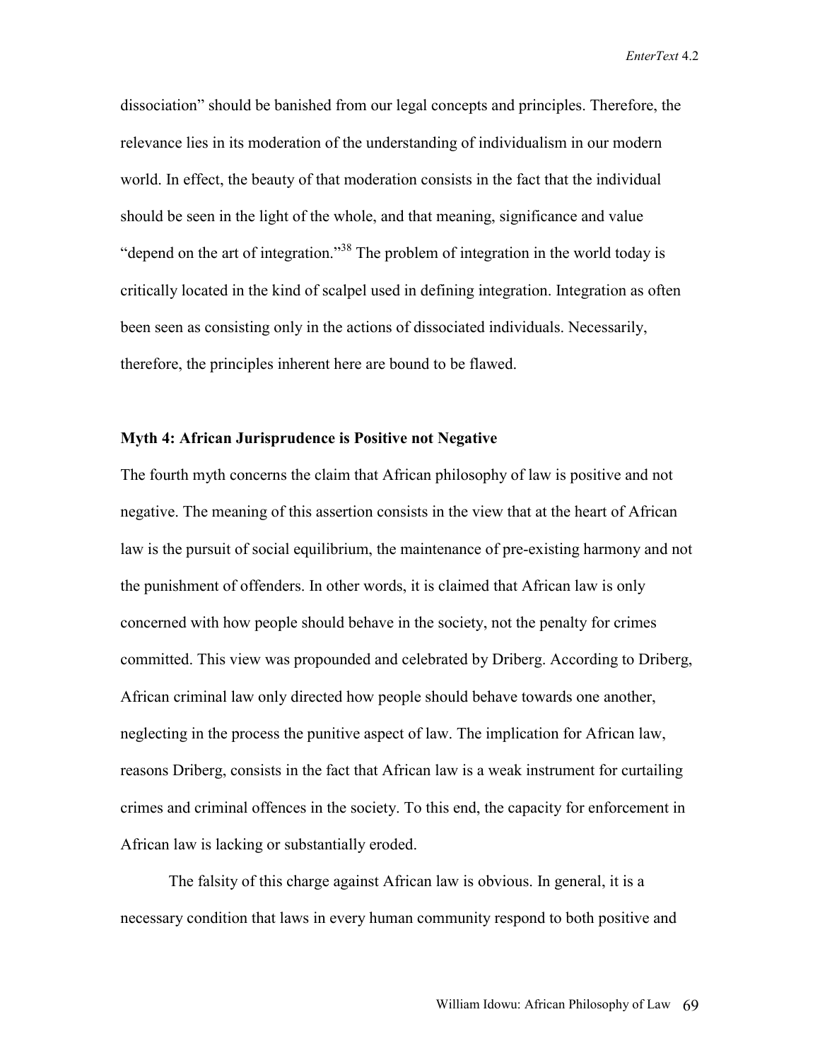dissociation" should be banished from our legal concepts and principles. Therefore, the relevance lies in its moderation of the understanding of individualism in our modern world. In effect, the beauty of that moderation consists in the fact that the individual should be seen in the light of the whole, and that meaning, significance and value "depend on the art of integration."[38] The problem of integration in the world today is critically located in the kind of scalpel used in defining integration. Integration as often been seen as consisting only in the actions of dissociated individuals. Necessarily, therefore, the principles inherent here are bound to be flawed.

### Myth 4: African Jurisprudence is Positive not Negative

The fourth myth concerns the claim that African philosophy of law is positive and not negative. The meaning of this assertion consists in the view that at the heart of African law is the pursuit of social equilibrium, the maintenance of pre-existing harmony and not the punishment of offenders. In other words, it is claimed that African law is only concerned with how people should behave in the society, not the penalty for crimes committed. This view was propounded and celebrated by Driberg. According to Driberg, African criminal law only directed how people should behave towards one another, neglecting in the process the punitive aspect of law. The implication for African law, reasons Driberg, consists in the fact that African law is a weak instrument for curtailing crimes and criminal offences in the society. To this end, the capacity for enforcement in African law is lacking or substantially eroded.

The falsity of this charge against African law is obvious. In general, it is a necessary condition that laws in every human community respond to both positive and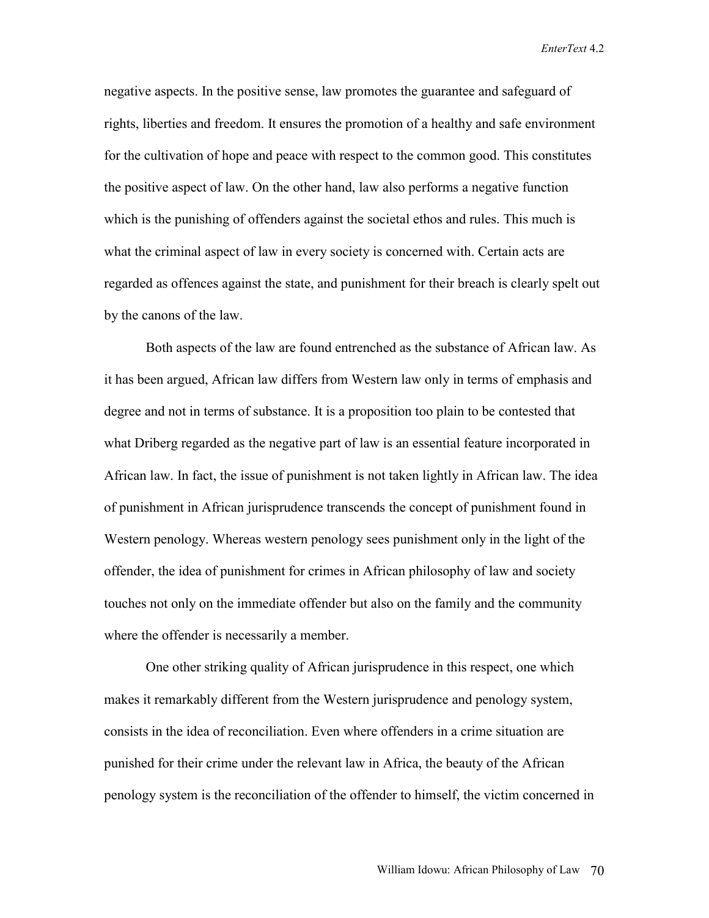negative aspects. In the positive sense, law promotes the guarantee and safeguard of rights, liberties and freedom. It ensures the promotion of a healthy and safe environment for the cultivation of hope and peace with respect to the common good. This constitutes the positive aspect of law. On the other hand, law also performs a negative function which is the punishing of offenders against the societal ethos and rules. This much is what the criminal aspect of law in every society is concerned with. Certain acts are regarded as offences against the state, and punishment for their breach is clearly spelt out by the canons of the law.

Both aspects of the law are found entrenched as the substance of African law. As it has been argued, African law differs from Western law only in terms of emphasis and degree and not in terms of substance. It is a proposition too plain to be contested that what Driberg regarded as the negative part of law is an essential feature incorporated in African law. In fact, the issue of punishment is not taken lightly in African law. The idea of punishment in African jurisprudence transcends the concept of punishment found in Western penology. Whereas western penology sees punishment only in the light of the offender, the idea of punishment for crimes in African philosophy of law and society touches not only on the immediate offender but also on the family and the community where the offender is necessarily a member.

One other striking quality of African jurisprudence in this respect, one which makes it remarkably different from the Western jurisprudence and penology system, consists in the idea of reconciliation. Even where offenders in a crime situation are punished for their crime under the relevant law in Africa, the beauty of the African penology system is the reconciliation of the offender to himself, the victim concerned in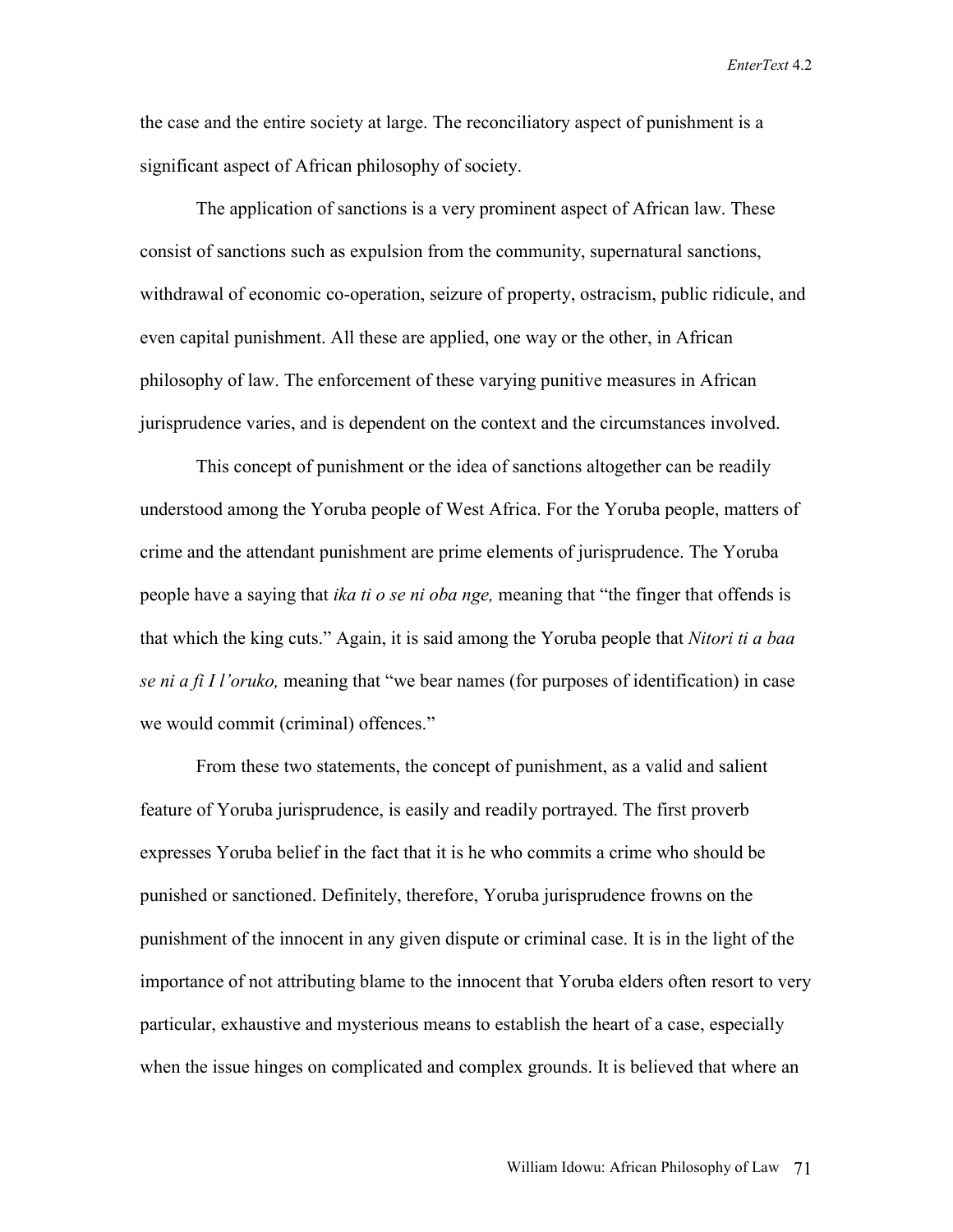the case and the entire society at large. The reconciliatory aspect of punishment is a significant aspect of African philosophy of society.

The application of sanctions is a very prominent aspect of African law. These consist of sanctions such as expulsion from the community, supernatural sanctions, withdrawal of economic co-operation, seizure of property, ostracism, public ridicule, and even capital punishment. All these are applied, one way or the other, in African philosophy of law. The enforcement of these varying punitive measures in African jurisprudence varies, and is dependent on the context and the circumstances involved.

This concept of punishment or the idea of sanctions altogether can be readily understood among the Yoruba people of West Africa. For the Yoruba people, matters of crime and the attendant punishment are prime elements of jurisprudence. The Yoruba people have a saying that *ika ti o se ni oba nge,* meaning that "the finger that offends is that which the king cuts." Again, it is said among the Yoruba people that *Nitori ti a baa se ni a fi I l'oruko,* meaning that "we bear names (for purposes of identification) in case we would commit (criminal) offences."

From these two statements, the concept of punishment, as a valid and salient feature of Yoruba jurisprudence, is easily and readily portrayed. The first proverb expresses Yoruba belief in the fact that it is he who commits a crime who should be punished or sanctioned. Definitely, therefore, Yoruba jurisprudence frowns on the punishment of the innocent in any given dispute or criminal case. It is in the light of the importance of not attributing blame to the innocent that Yoruba elders often resort to very particular, exhaustive and mysterious means to establish the heart of a case, especially when the issue hinges on complicated and complex grounds. It is believed that where an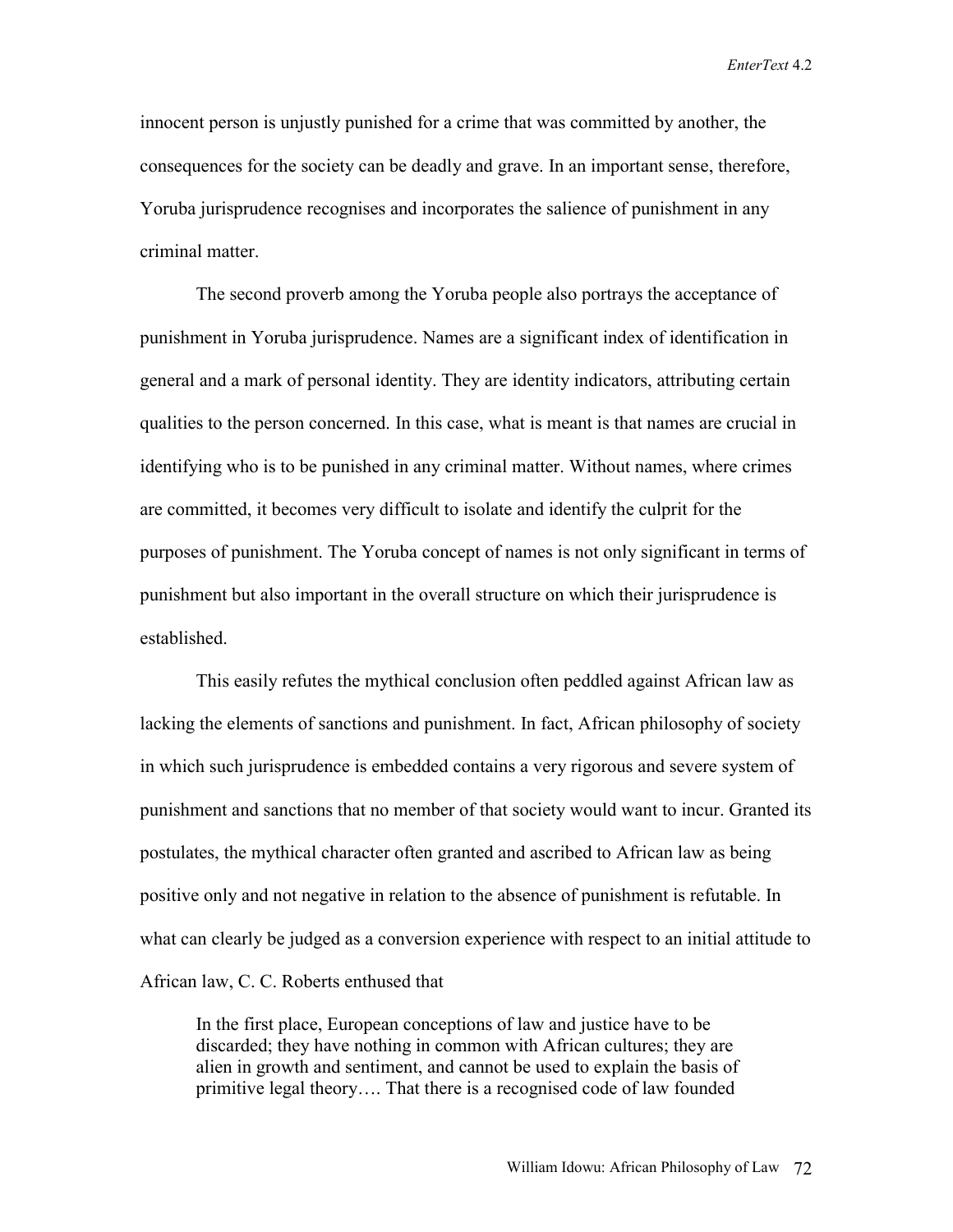innocent person is unjustly punished for a crime that was committed by another, the consequences for the society can be deadly and grave. In an important sense, therefore, Yoruba jurisprudence recognises and incorporates the salience of punishment in any criminal matter.

The second proverb among the Yoruba people also portrays the acceptance of punishment in Yoruba jurisprudence. Names are a significant index of identification in general and a mark of personal identity. They are identity indicators, attributing certain qualities to the person concerned. In this case, what is meant is that names are crucial in identifying who is to be punished in any criminal matter. Without names, where crimes are committed, it becomes very difficult to isolate and identify the culprit for the purposes of punishment. The Yoruba concept of names is not only significant in terms of punishment but also important in the overall structure on which their jurisprudence is established.

This easily refutes the mythical conclusion often peddled against African law as lacking the elements of sanctions and punishment. In fact, African philosophy of society in which such jurisprudence is embedded contains a very rigorous and severe system of punishment and sanctions that no member of that society would want to incur. Granted its postulates, the mythical character often granted and ascribed to African law as being positive only and not negative in relation to the absence of punishment is refutable. In what can clearly be judged as a conversion experience with respect to an initial attitude to African law, C. C. Roberts enthused that

> In the first place, European conceptions of law and justice have to be discarded; they have nothing in common with African cultures; they are alien in growth and sentiment, and cannot be used to explain the basis of primitive legal theory…. That there is a recognised code of law founded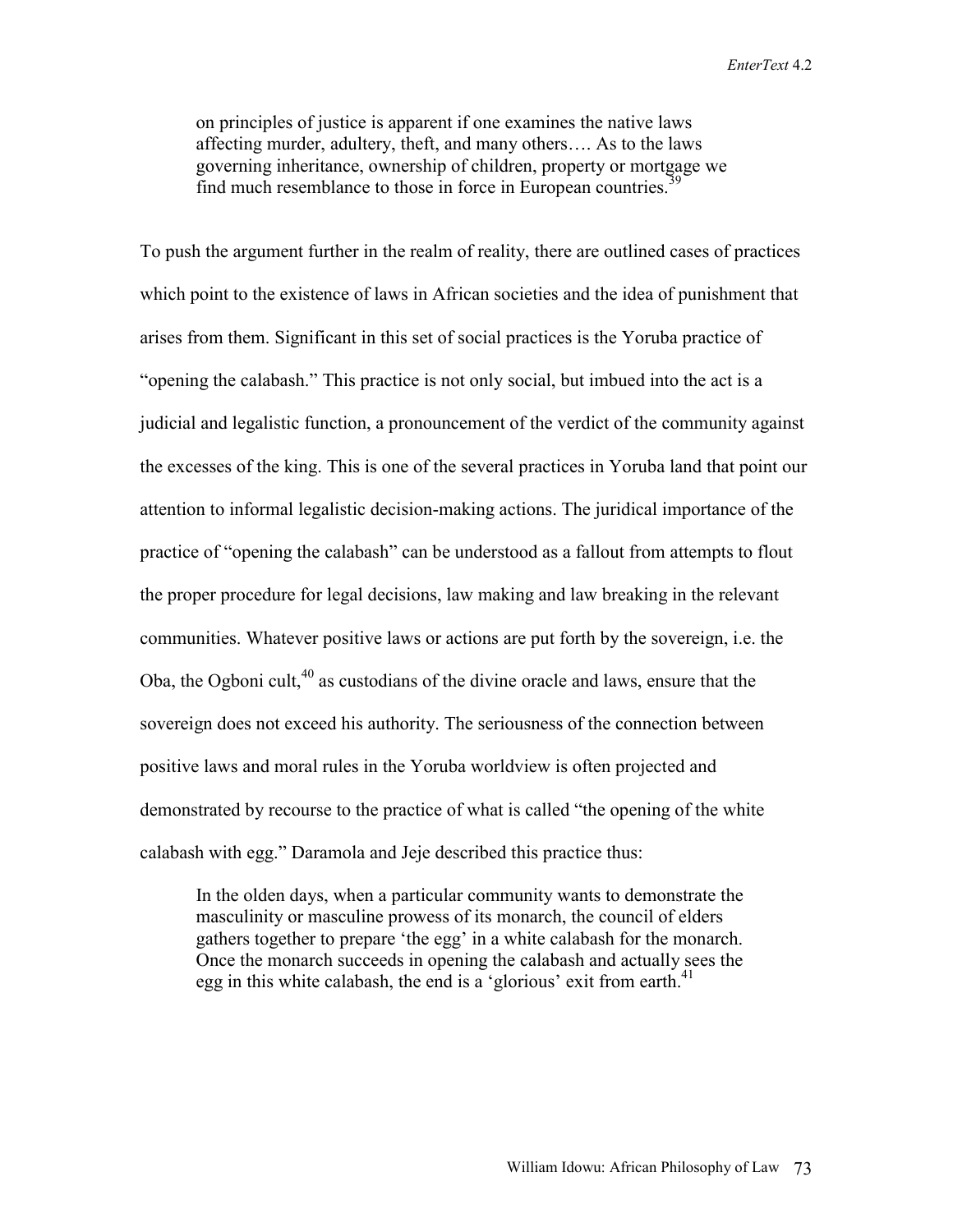> on principles of justice is apparent if one examines the native laws affecting murder, adultery, theft, and many others…. As to the laws governing inheritance, ownership of children, property or mortgage we find much resemblance to those in force in European countries.[39]

To push the argument further in the realm of reality, there are outlined cases of practices which point to the existence of laws in African societies and the idea of punishment that arises from them. Significant in this set of social practices is the Yoruba practice of "opening the calabash." This practice is not only social, but imbued into the act is a judicial and legalistic function, a pronouncement of the verdict of the community against the excesses of the king. This is one of the several practices in Yoruba land that point our attention to informal legalistic decision-making actions. The juridical importance of the practice of "opening the calabash" can be understood as a fallout from attempts to flout the proper procedure for legal decisions, law making and law breaking in the relevant communities. Whatever positive laws or actions are put forth by the sovereign, i.e. the Oba, the Ogboni cult,[40] as custodians of the divine oracle and laws, ensure that the sovereign does not exceed his authority. The seriousness of the connection between positive laws and moral rules in the Yoruba worldview is often projected and demonstrated by recourse to the practice of what is called "the opening of the white calabash with egg." Daramola and Jeje described this practice thus:

> In the olden days, when a particular community wants to demonstrate the masculinity or masculine prowess of its monarch, the council of elders gathers together to prepare 'the egg' in a white calabash for the monarch. Once the monarch succeeds in opening the calabash and actually sees the egg in this white calabash, the end is a 'glorious' exit from earth.[41]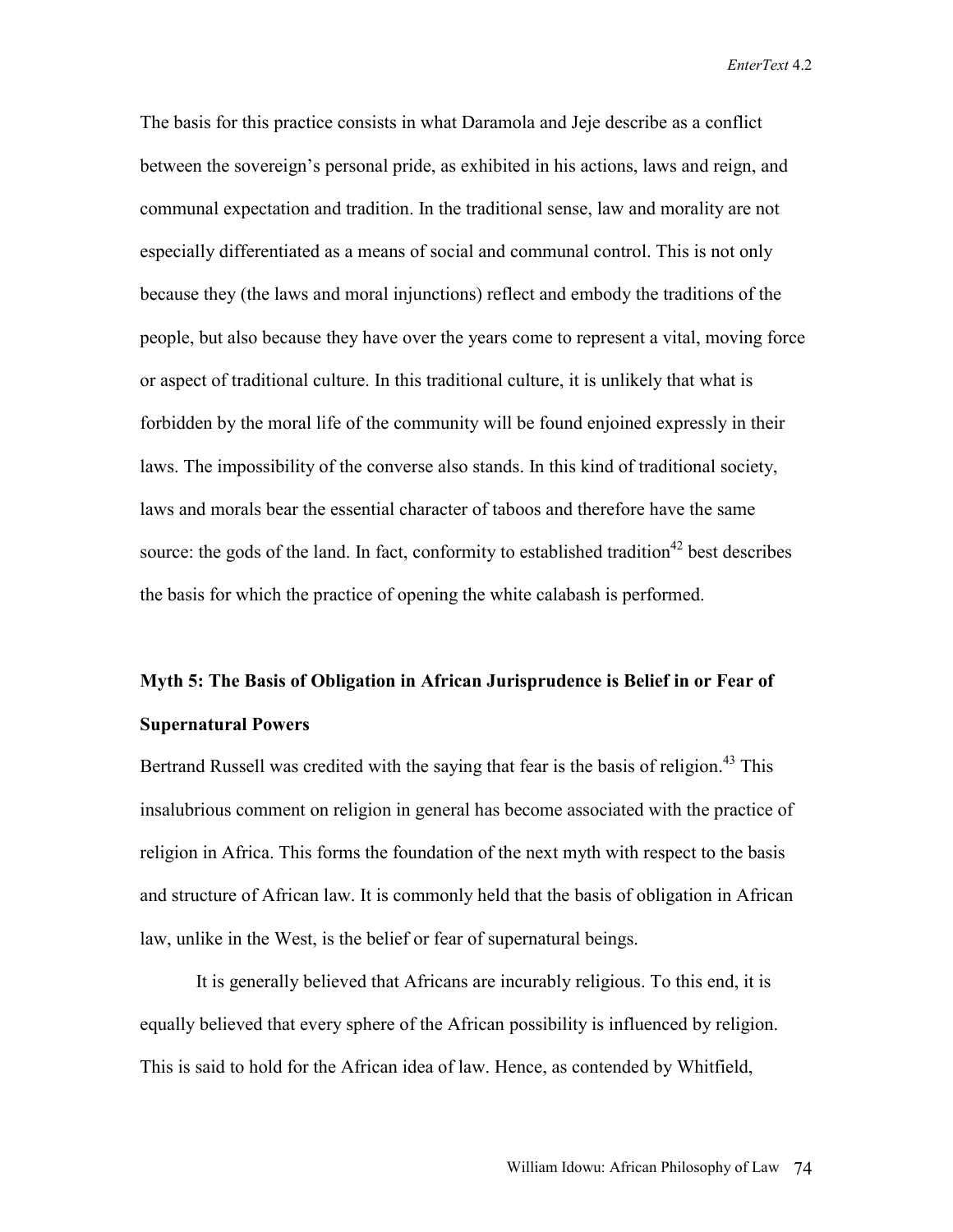The basis for this practice consists in what Daramola and Jeje describe as a conflict between the sovereign's personal pride, as exhibited in his actions, laws and reign, and communal expectation and tradition. In the traditional sense, law and morality are not especially differentiated as a means of social and communal control. This is not only because they (the laws and moral injunctions) reflect and embody the traditions of the people, but also because they have over the years come to represent a vital, moving force or aspect of traditional culture. In this traditional culture, it is unlikely that what is forbidden by the moral life of the community will be found enjoined expressly in their laws. The impossibility of the converse also stands. In this kind of traditional society, laws and morals bear the essential character of taboos and therefore have the same source: the gods of the land. In fact, conformity to established tradition[42] best describes the basis for which the practice of opening the white calabash is performed.

**Myth 5: The Basis of Obligation in African Jurisprudence is Belief in or Fear of Supernatural Powers**

Bertrand Russell was credited with the saying that fear is the basis of religion.[43] This insalubrious comment on religion in general has become associated with the practice of religion in Africa. This forms the foundation of the next myth with respect to the basis and structure of African law. It is commonly held that the basis of obligation in African law, unlike in the West, is the belief or fear of supernatural beings.

It is generally believed that Africans are incurably religious. To this end, it is equally believed that every sphere of the African possibility is influenced by religion. This is said to hold for the African idea of law. Hence, as contended by Whitfield,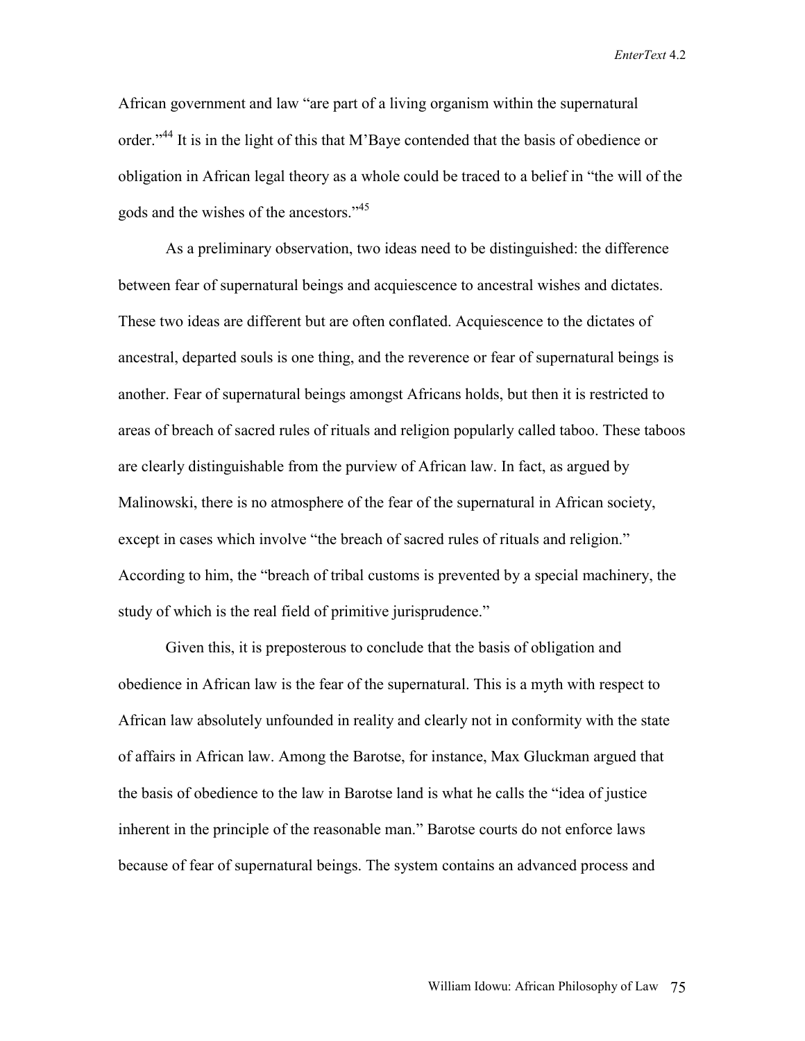African government and law "are part of a living organism within the supernatural order."[44] It is in the light of this that M'Baye contended that the basis of obedience or obligation in African legal theory as a whole could be traced to a belief in "the will of the gods and the wishes of the ancestors."[45]

As a preliminary observation, two ideas need to be distinguished: the difference between fear of supernatural beings and acquiescence to ancestral wishes and dictates. These two ideas are different but are often conflated. Acquiescence to the dictates of ancestral, departed souls is one thing, and the reverence or fear of supernatural beings is another. Fear of supernatural beings amongst Africans holds, but then it is restricted to areas of breach of sacred rules of rituals and religion popularly called taboo. These taboos are clearly distinguishable from the purview of African law. In fact, as argued by Malinowski, there is no atmosphere of the fear of the supernatural in African society, except in cases which involve "the breach of sacred rules of rituals and religion." According to him, the "breach of tribal customs is prevented by a special machinery, the study of which is the real field of primitive jurisprudence."

Given this, it is preposterous to conclude that the basis of obligation and obedience in African law is the fear of the supernatural. This is a myth with respect to African law absolutely unfounded in reality and clearly not in conformity with the state of affairs in African law. Among the Barotse, for instance, Max Gluckman argued that the basis of obedience to the law in Barotse land is what he calls the "idea of justice inherent in the principle of the reasonable man." Barotse courts do not enforce laws because of fear of supernatural beings. The system contains an advanced process and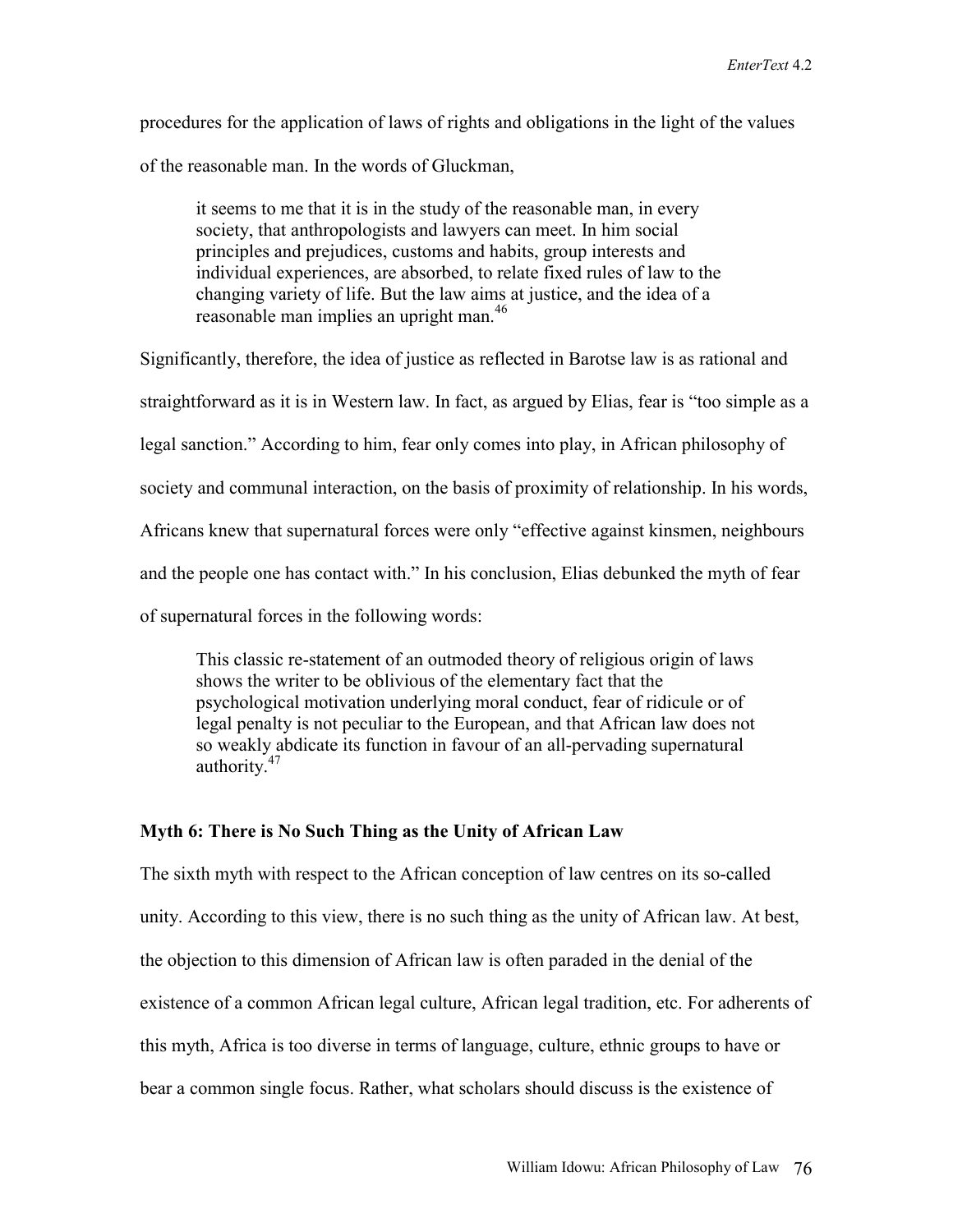procedures for the application of laws of rights and obligations in the light of the values of the reasonable man. In the words of Gluckman,

> it seems to me that it is in the study of the reasonable man, in every society, that anthropologists and lawyers can meet. In him social principles and prejudices, customs and habits, group interests and individual experiences, are absorbed, to relate fixed rules of law to the changing variety of life. But the law aims at justice, and the idea of a reasonable man implies an upright man.[46]

Significantly, therefore, the idea of justice as reflected in Barotse law is as rational and straightforward as it is in Western law. In fact, as argued by Elias, fear is "too simple as a legal sanction." According to him, fear only comes into play, in African philosophy of society and communal interaction, on the basis of proximity of relationship. In his words, Africans knew that supernatural forces were only "effective against kinsmen, neighbours and the people one has contact with." In his conclusion, Elias debunked the myth of fear of supernatural forces in the following words:

> This classic re-statement of an outmoded theory of religious origin of laws shows the writer to be oblivious of the elementary fact that the psychological motivation underlying moral conduct, fear of ridicule or of legal penalty is not peculiar to the European, and that African law does not so weakly abdicate its function in favour of an all-pervading supernatural authority.[47]

### Myth 6: There is No Such Thing as the Unity of African Law

The sixth myth with respect to the African conception of law centres on its so-called unity. According to this view, there is no such thing as the unity of African law. At best, the objection to this dimension of African law is often paraded in the denial of the existence of a common African legal culture, African legal tradition, etc. For adherents of this myth, Africa is too diverse in terms of language, culture, ethnic groups to have or bear a common single focus. Rather, what scholars should discuss is the existence of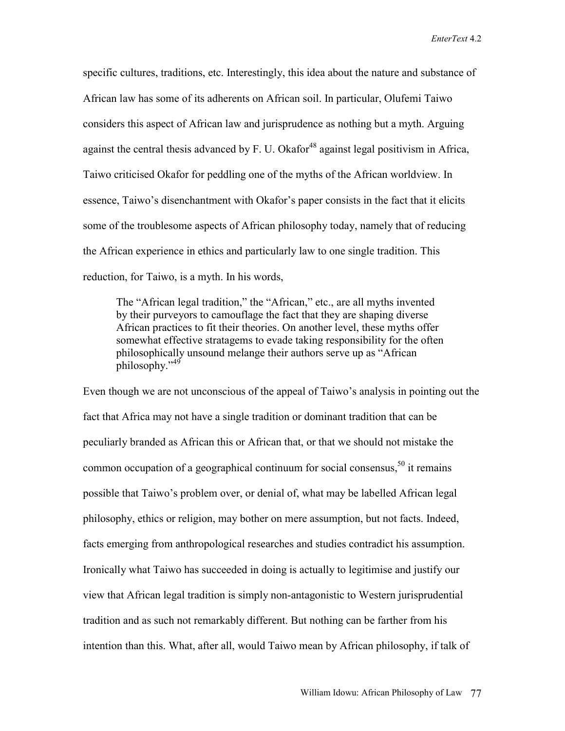specific cultures, traditions, etc. Interestingly, this idea about the nature and substance of African law has some of its adherents on African soil. In particular, Olufemi Taiwo considers this aspect of African law and jurisprudence as nothing but a myth. Arguing against the central thesis advanced by F. U. Okafor[48] against legal positivism in Africa, Taiwo criticised Okafor for peddling one of the myths of the African worldview. In essence, Taiwo's disenchantment with Okafor's paper consists in the fact that it elicits some of the troublesome aspects of African philosophy today, namely that of reducing the African experience in ethics and particularly law to one single tradition. This reduction, for Taiwo, is a myth. In his words,

> The "African legal tradition," the "African," etc., are all myths invented by their purveyors to camouflage the fact that they are shaping diverse African practices to fit their theories. On another level, these myths offer somewhat effective stratagems to evade taking responsibility for the often philosophically unsound melange their authors serve up as "African philosophy."[49]

Even though we are not unconscious of the appeal of Taiwo's analysis in pointing out the fact that Africa may not have a single tradition or dominant tradition that can be peculiarly branded as African this or African that, or that we should not mistake the common occupation of a geographical continuum for social consensus,[50] it remains possible that Taiwo's problem over, or denial of, what may be labelled African legal philosophy, ethics or religion, may bother on mere assumption, but not facts. Indeed, facts emerging from anthropological researches and studies contradict his assumption. Ironically what Taiwo has succeeded in doing is actually to legitimise and justify our view that African legal tradition is simply non-antagonistic to Western jurisprudential tradition and as such not remarkably different. But nothing can be farther from his intention than this. What, after all, would Taiwo mean by African philosophy, if talk of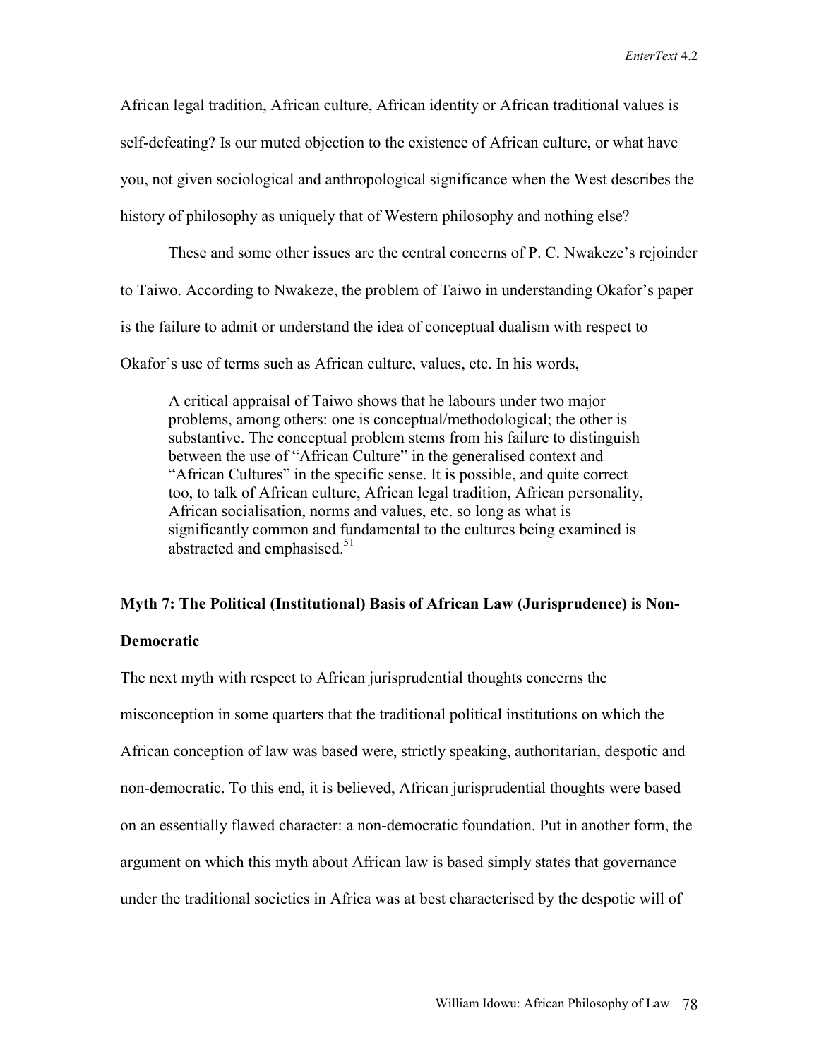African legal tradition, African culture, African identity or African traditional values is self-defeating? Is our muted objection to the existence of African culture, or what have you, not given sociological and anthropological significance when the West describes the history of philosophy as uniquely that of Western philosophy and nothing else?

These and some other issues are the central concerns of P. C. Nwakeze's rejoinder to Taiwo. According to Nwakeze, the problem of Taiwo in understanding Okafor's paper is the failure to admit or understand the idea of conceptual dualism with respect to Okafor's use of terms such as African culture, values, etc. In his words,

> A critical appraisal of Taiwo shows that he labours under two major problems, among others: one is conceptual/methodological; the other is substantive. The conceptual problem stems from his failure to distinguish between the use of "African Culture" in the generalised context and "African Cultures" in the specific sense. It is possible, and quite correct too, to talk of African culture, African legal tradition, African personality, African socialisation, norms and values, etc. so long as what is significantly common and fundamental to the cultures being examined is abstracted and emphasised.[51]

**Myth 7: The Political (Institutional) Basis of African Law (Jurisprudence) is Non-Democratic**

The next myth with respect to African jurisprudential thoughts concerns the misconception in some quarters that the traditional political institutions on which the African conception of law was based were, strictly speaking, authoritarian, despotic and non-democratic. To this end, it is believed, African jurisprudential thoughts were based on an essentially flawed character: a non-democratic foundation. Put in another form, the argument on which this myth about African law is based simply states that governance under the traditional societies in Africa was at best characterised by the despotic will of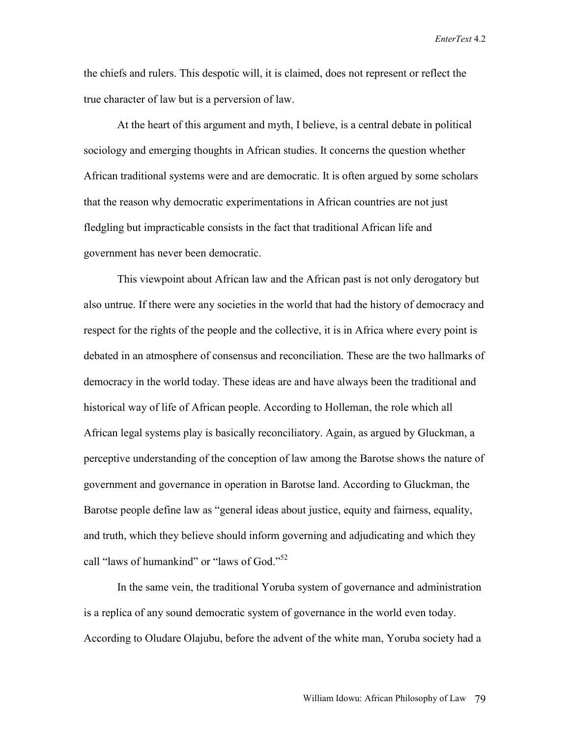the chiefs and rulers. This despotic will, it is claimed, does not represent or reflect the true character of law but is a perversion of law.

At the heart of this argument and myth, I believe, is a central debate in political sociology and emerging thoughts in African studies. It concerns the question whether African traditional systems were and are democratic. It is often argued by some scholars that the reason why democratic experimentations in African countries are not just fledgling but impracticable consists in the fact that traditional African life and government has never been democratic.

This viewpoint about African law and the African past is not only derogatory but also untrue. If there were any societies in the world that had the history of democracy and respect for the rights of the people and the collective, it is in Africa where every point is debated in an atmosphere of consensus and reconciliation. These are the two hallmarks of democracy in the world today. These ideas are and have always been the traditional and historical way of life of African people. According to Holleman, the role which all African legal systems play is basically reconciliatory. Again, as argued by Gluckman, a perceptive understanding of the conception of law among the Barotse shows the nature of government and governance in operation in Barotse land. According to Gluckman, the Barotse people define law as "general ideas about justice, equity and fairness, equality, and truth, which they believe should inform governing and adjudicating and which they call "laws of humankind" or "laws of God."[52]

In the same vein, the traditional Yoruba system of governance and administration is a replica of any sound democratic system of governance in the world even today. According to Oludare Olajubu, before the advent of the white man, Yoruba society had a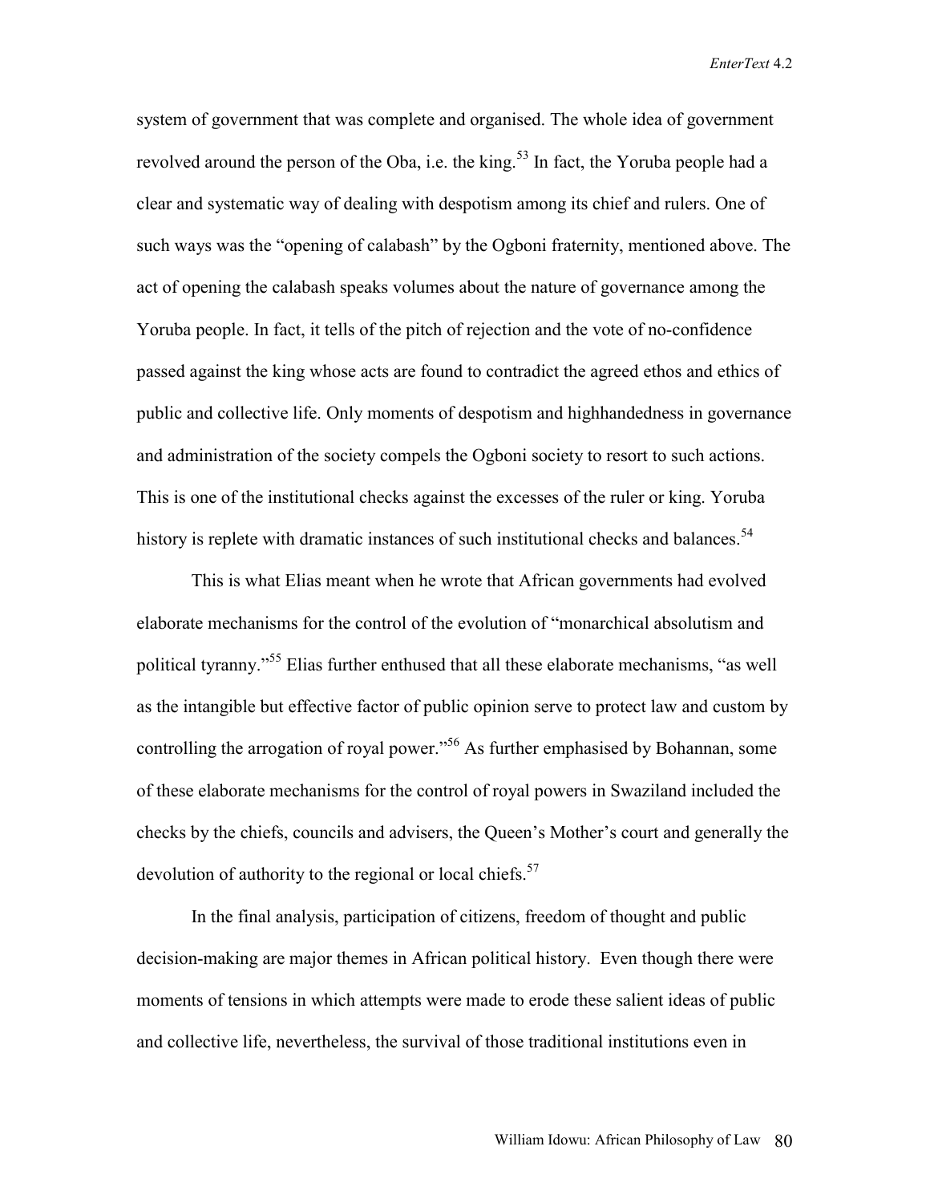system of government that was complete and organised. The whole idea of government revolved around the person of the Oba, i.e. the king.[53] In fact, the Yoruba people had a clear and systematic way of dealing with despotism among its chief and rulers. One of such ways was the "opening of calabash" by the Ogboni fraternity, mentioned above. The act of opening the calabash speaks volumes about the nature of governance among the Yoruba people. In fact, it tells of the pitch of rejection and the vote of no-confidence passed against the king whose acts are found to contradict the agreed ethos and ethics of public and collective life. Only moments of despotism and highhandedness in governance and administration of the society compels the Ogboni society to resort to such actions. This is one of the institutional checks against the excesses of the ruler or king. Yoruba history is replete with dramatic instances of such institutional checks and balances.[54]

This is what Elias meant when he wrote that African governments had evolved elaborate mechanisms for the control of the evolution of "monarchical absolutism and political tyranny."[55] Elias further enthused that all these elaborate mechanisms, "as well as the intangible but effective factor of public opinion serve to protect law and custom by controlling the arrogation of royal power."[56] As further emphasised by Bohannan, some of these elaborate mechanisms for the control of royal powers in Swaziland included the checks by the chiefs, councils and advisers, the Queen's Mother's court and generally the devolution of authority to the regional or local chiefs.[57]

In the final analysis, participation of citizens, freedom of thought and public decision-making are major themes in African political history. Even though there were moments of tensions in which attempts were made to erode these salient ideas of public and collective life, nevertheless, the survival of those traditional institutions even in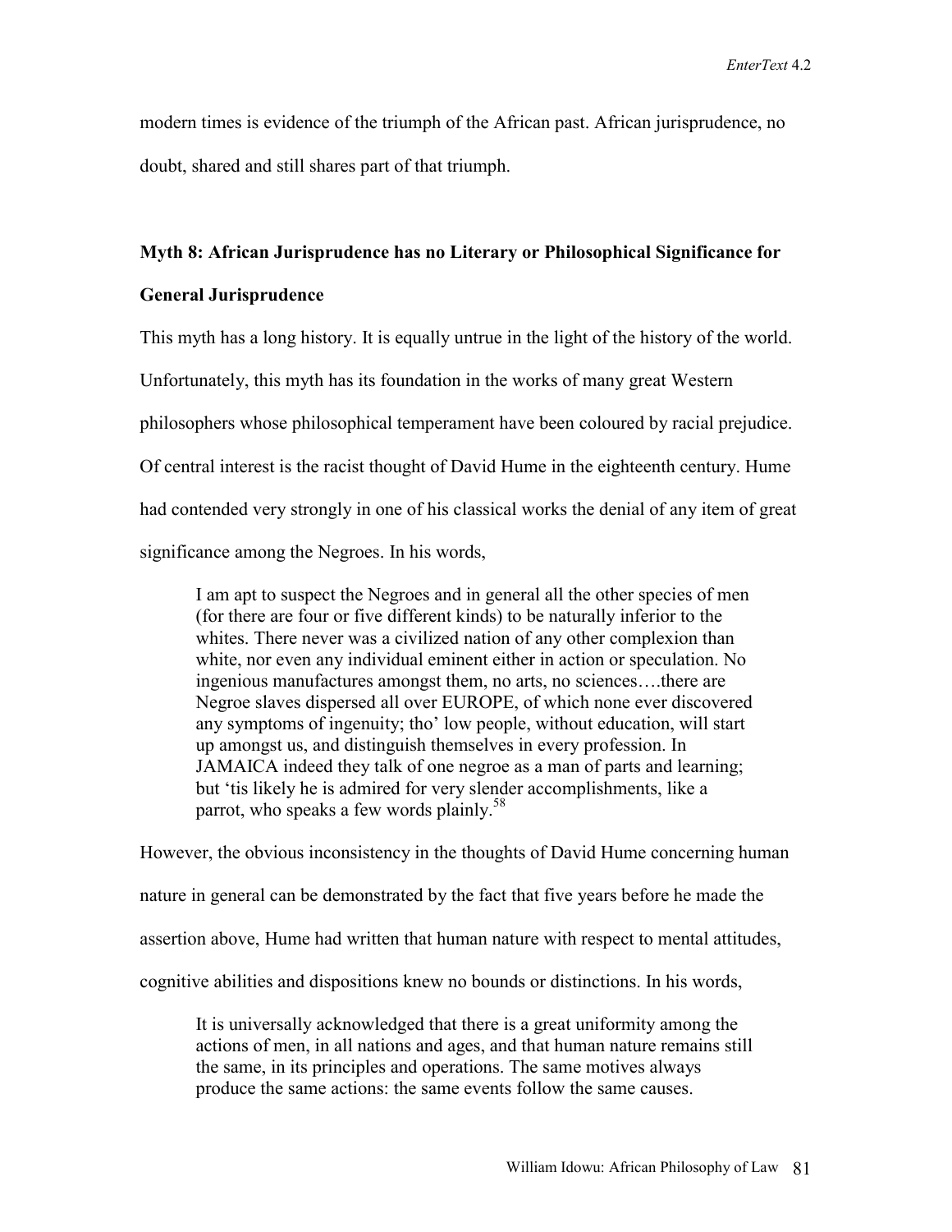modern times is evidence of the triumph of the African past. African jurisprudence, no doubt, shared and still shares part of that triumph.

### Myth 8: African Jurisprudence has no Literary or Philosophical Significance for General Jurisprudence

This myth has a long history. It is equally untrue in the light of the history of the world. Unfortunately, this myth has its foundation in the works of many great Western philosophers whose philosophical temperament have been coloured by racial prejudice. Of central interest is the racist thought of David Hume in the eighteenth century. Hume had contended very strongly in one of his classical works the denial of any item of great significance among the Negroes. In his words,

> I am apt to suspect the Negroes and in general all the other species of men (for there are four or five different kinds) to be naturally inferior to the whites. There never was a civilized nation of any other complexion than white, nor even any individual eminent either in action or speculation. No ingenious manufactures amongst them, no arts, no sciences….there are Negroe slaves dispersed all over EUROPE, of which none ever discovered any symptoms of ingenuity; tho' low people, without education, will start up amongst us, and distinguish themselves in every profession. In JAMAICA indeed they talk of one negroe as a man of parts and learning; but 'tis likely he is admired for very slender accomplishments, like a parrot, who speaks a few words plainly.[58]

However, the obvious inconsistency in the thoughts of David Hume concerning human nature in general can be demonstrated by the fact that five years before he made the assertion above, Hume had written that human nature with respect to mental attitudes, cognitive abilities and dispositions knew no bounds or distinctions. In his words,

> It is universally acknowledged that there is a great uniformity among the actions of men, in all nations and ages, and that human nature remains still the same, in its principles and operations. The same motives always produce the same actions: the same events follow the same causes.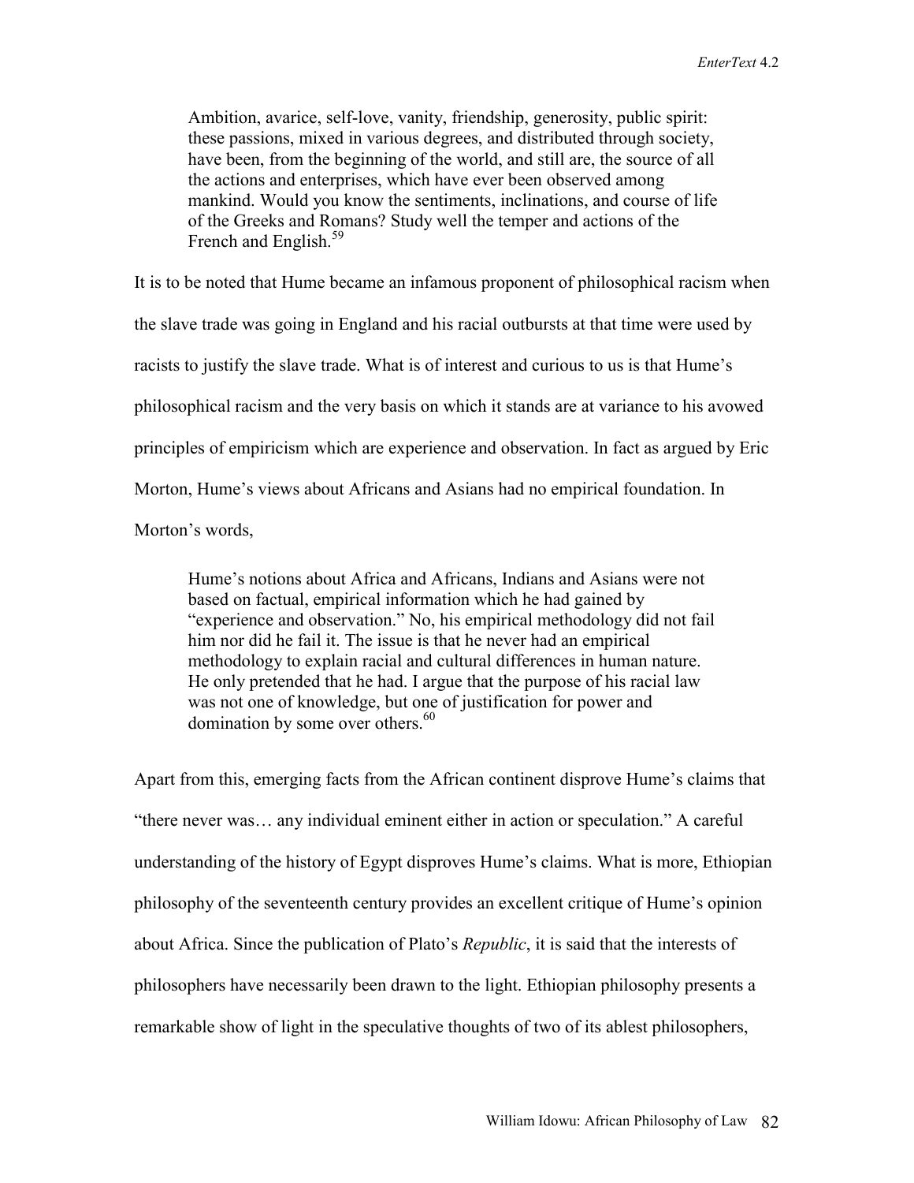> Ambition, avarice, self-love, vanity, friendship, generosity, public spirit: these passions, mixed in various degrees, and distributed through society, have been, from the beginning of the world, and still are, the source of all the actions and enterprises, which have ever been observed among mankind. Would you know the sentiments, inclinations, and course of life of the Greeks and Romans? Study well the temper and actions of the French and English.[59]

It is to be noted that Hume became an infamous proponent of philosophical racism when the slave trade was going in England and his racial outbursts at that time were used by racists to justify the slave trade. What is of interest and curious to us is that Hume's philosophical racism and the very basis on which it stands are at variance to his avowed principles of empiricism which are experience and observation. In fact as argued by Eric Morton, Hume's views about Africans and Asians had no empirical foundation. In Morton's words,

> Hume's notions about Africa and Africans, Indians and Asians were not based on factual, empirical information which he had gained by "experience and observation." No, his empirical methodology did not fail him nor did he fail it. The issue is that he never had an empirical methodology to explain racial and cultural differences in human nature. He only pretended that he had. I argue that the purpose of his racial law was not one of knowledge, but one of justification for power and domination by some over others.[60]

Apart from this, emerging facts from the African continent disprove Hume's claims that "there never was… any individual eminent either in action or speculation." A careful understanding of the history of Egypt disproves Hume's claims. What is more, Ethiopian philosophy of the seventeenth century provides an excellent critique of Hume's opinion about Africa. Since the publication of Plato's *Republic*, it is said that the interests of philosophers have necessarily been drawn to the light. Ethiopian philosophy presents a remarkable show of light in the speculative thoughts of two of its ablest philosophers,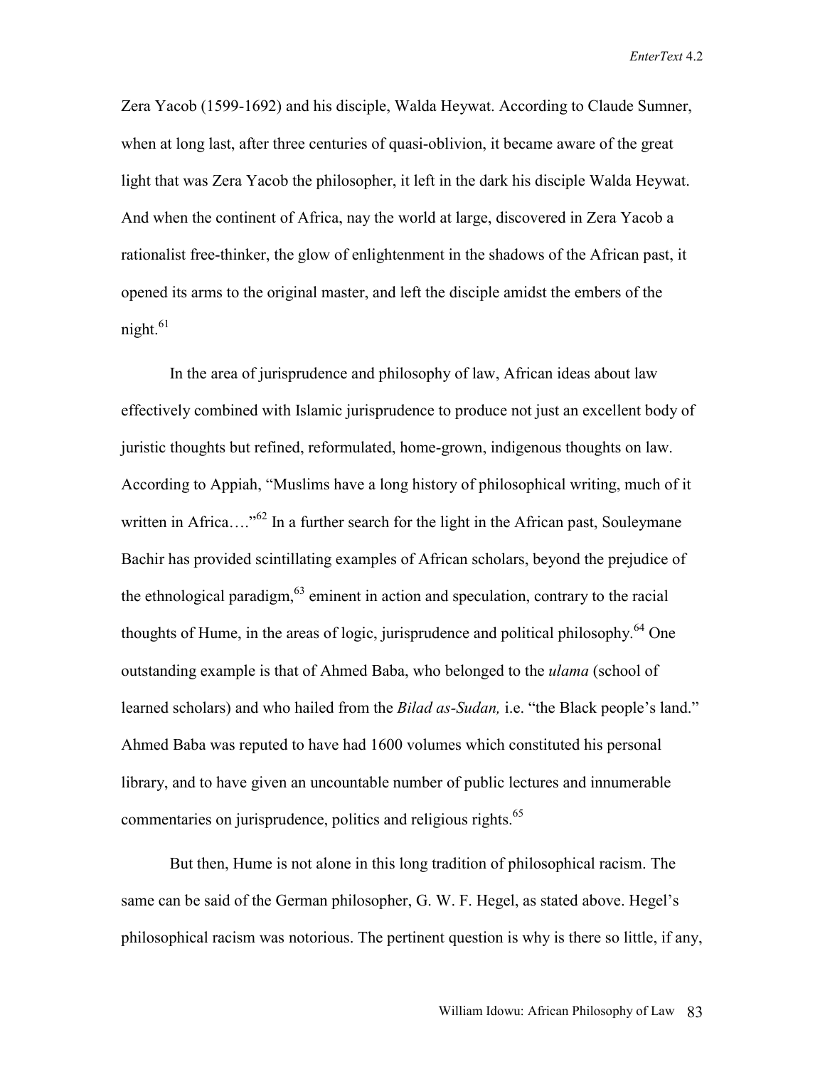Zera Yacob (1599-1692) and his disciple, Walda Heywat. According to Claude Sumner, when at long last, after three centuries of quasi-oblivion, it became aware of the great light that was Zera Yacob the philosopher, it left in the dark his disciple Walda Heywat. And when the continent of Africa, nay the world at large, discovered in Zera Yacob a rationalist free-thinker, the glow of enlightenment in the shadows of the African past, it opened its arms to the original master, and left the disciple amidst the embers of the night.[61]

In the area of jurisprudence and philosophy of law, African ideas about law effectively combined with Islamic jurisprudence to produce not just an excellent body of juristic thoughts but refined, reformulated, home-grown, indigenous thoughts on law. According to Appiah, "Muslims have a long history of philosophical writing, much of it written in Africa…."[62] In a further search for the light in the African past, Souleymane Bachir has provided scintillating examples of African scholars, beyond the prejudice of the ethnological paradigm,[63] eminent in action and speculation, contrary to the racial thoughts of Hume, in the areas of logic, jurisprudence and political philosophy.[64] One outstanding example is that of Ahmed Baba, who belonged to the *ulama* (school of learned scholars) and who hailed from the *Bilad as-Sudan,* i.e. "the Black people's land." Ahmed Baba was reputed to have had 1600 volumes which constituted his personal library, and to have given an uncountable number of public lectures and innumerable commentaries on jurisprudence, politics and religious rights.[65]

But then, Hume is not alone in this long tradition of philosophical racism. The same can be said of the German philosopher, G. W. F. Hegel, as stated above. Hegel's philosophical racism was notorious. The pertinent question is why is there so little, if any,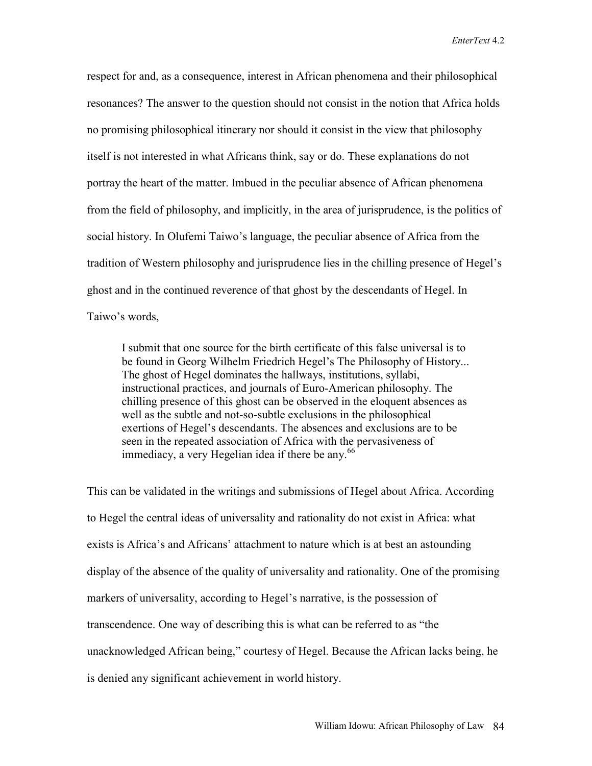respect for and, as a consequence, interest in African phenomena and their philosophical resonances? The answer to the question should not consist in the notion that Africa holds no promising philosophical itinerary nor should it consist in the view that philosophy itself is not interested in what Africans think, say or do. These explanations do not portray the heart of the matter. Imbued in the peculiar absence of African phenomena from the field of philosophy, and implicitly, in the area of jurisprudence, is the politics of social history. In Olufemi Taiwo's language, the peculiar absence of Africa from the tradition of Western philosophy and jurisprudence lies in the chilling presence of Hegel's ghost and in the continued reverence of that ghost by the descendants of Hegel. In Taiwo's words,

> I submit that one source for the birth certificate of this false universal is to be found in Georg Wilhelm Friedrich Hegel's The Philosophy of History... The ghost of Hegel dominates the hallways, institutions, syllabi, instructional practices, and journals of Euro-American philosophy. The chilling presence of this ghost can be observed in the eloquent absences as well as the subtle and not-so-subtle exclusions in the philosophical exertions of Hegel's descendants. The absences and exclusions are to be seen in the repeated association of Africa with the pervasiveness of immediacy, a very Hegelian idea if there be any.[66]

This can be validated in the writings and submissions of Hegel about Africa. According to Hegel the central ideas of universality and rationality do not exist in Africa: what exists is Africa's and Africans' attachment to nature which is at best an astounding display of the absence of the quality of universality and rationality. One of the promising markers of universality, according to Hegel's narrative, is the possession of transcendence. One way of describing this is what can be referred to as "the unacknowledged African being," courtesy of Hegel. Because the African lacks being, he is denied any significant achievement in world history.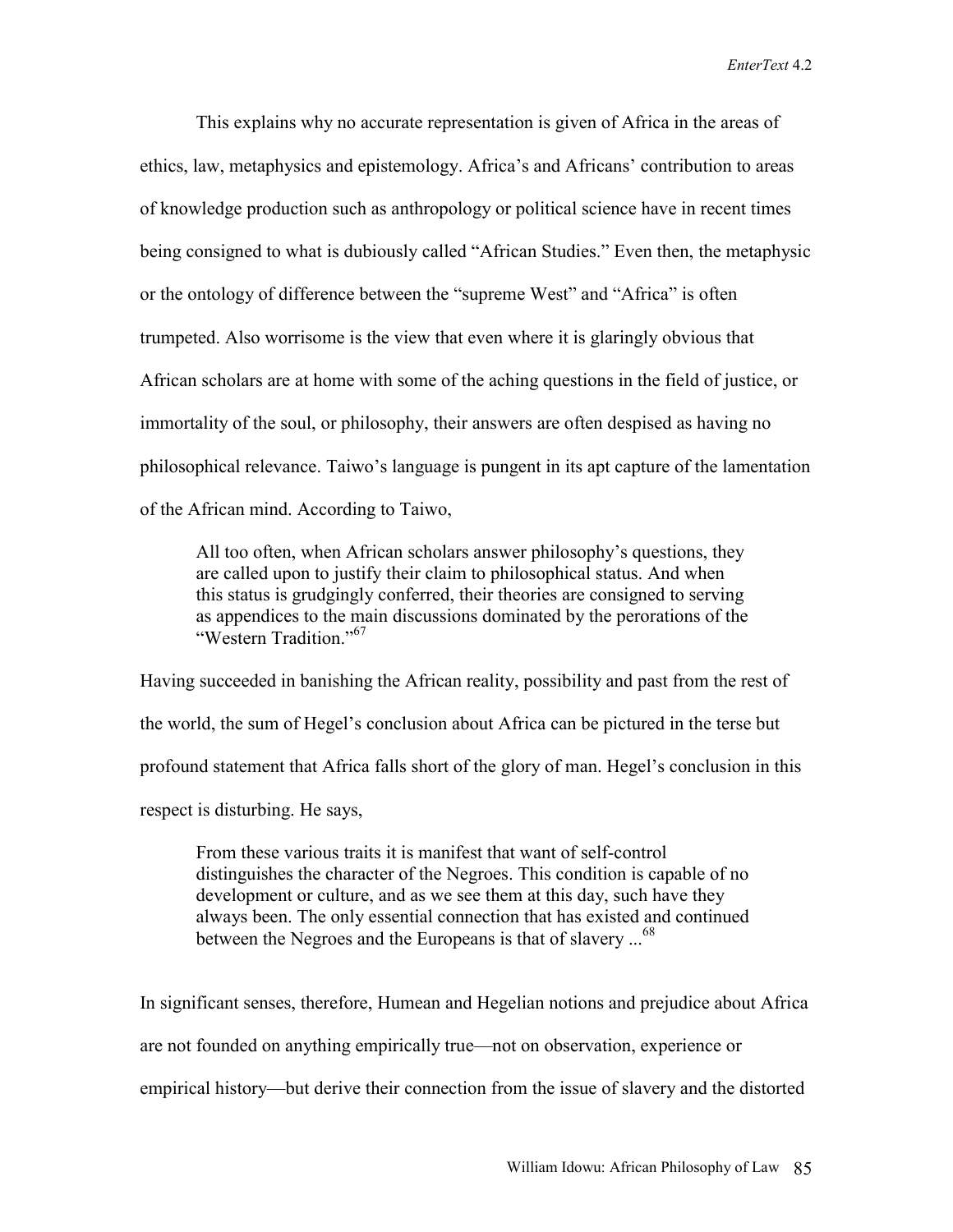This explains why no accurate representation is given of Africa in the areas of ethics, law, metaphysics and epistemology. Africa's and Africans' contribution to areas of knowledge production such as anthropology or political science have in recent times being consigned to what is dubiously called "African Studies." Even then, the metaphysic or the ontology of difference between the "supreme West" and "Africa" is often trumpeted. Also worrisome is the view that even where it is glaringly obvious that African scholars are at home with some of the aching questions in the field of justice, or immortality of the soul, or philosophy, their answers are often despised as having no philosophical relevance. Taiwo's language is pungent in its apt capture of the lamentation of the African mind. According to Taiwo,

> All too often, when African scholars answer philosophy's questions, they are called upon to justify their claim to philosophical status. And when this status is grudgingly conferred, their theories are consigned to serving as appendices to the main discussions dominated by the perorations of the "Western Tradition."[67]

Having succeeded in banishing the African reality, possibility and past from the rest of the world, the sum of Hegel's conclusion about Africa can be pictured in the terse but profound statement that Africa falls short of the glory of man. Hegel's conclusion in this respect is disturbing. He says,

> From these various traits it is manifest that want of self-control distinguishes the character of the Negroes. This condition is capable of no development or culture, and as we see them at this day, such have they always been. The only essential connection that has existed and continued between the Negroes and the Europeans is that of slavery ...[68]

In significant senses, therefore, Humean and Hegelian notions and prejudice about Africa are not founded on anything empirically true—not on observation, experience or empirical history—but derive their connection from the issue of slavery and the distorted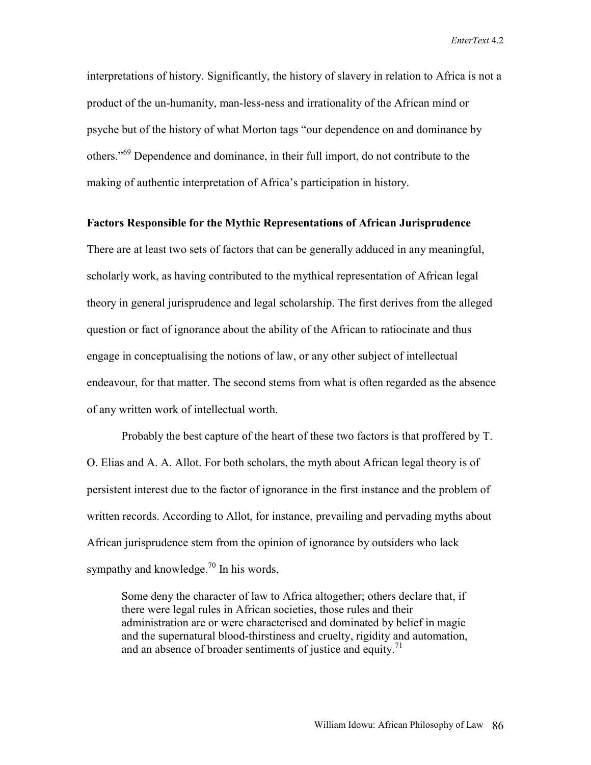interpretations of history. Significantly, the history of slavery in relation to Africa is not a product of the un-humanity, man-less-ness and irrationality of the African mind or psyche but of the history of what Morton tags "our dependence on and dominance by others."[69] Dependence and dominance, in their full import, do not contribute to the making of authentic interpretation of Africa's participation in history.

**Factors Responsible for the Mythic Representations of African Jurisprudence**

There are at least two sets of factors that can be generally adduced in any meaningful, scholarly work, as having contributed to the mythical representation of African legal theory in general jurisprudence and legal scholarship. The first derives from the alleged question or fact of ignorance about the ability of the African to ratiocinate and thus engage in conceptualising the notions of law, or any other subject of intellectual endeavour, for that matter. The second stems from what is often regarded as the absence of any written work of intellectual worth.

Probably the best capture of the heart of these two factors is that proffered by T. O. Elias and A. A. Allot. For both scholars, the myth about African legal theory is of persistent interest due to the factor of ignorance in the first instance and the problem of written records. According to Allot, for instance, prevailing and pervading myths about African jurisprudence stem from the opinion of ignorance by outsiders who lack sympathy and knowledge.[70] In his words,

> Some deny the character of law to Africa altogether; others declare that, if there were legal rules in African societies, those rules and their administration are or were characterised and dominated by belief in magic and the supernatural blood-thirstiness and cruelty, rigidity and automation, and an absence of broader sentiments of justice and equity.[71]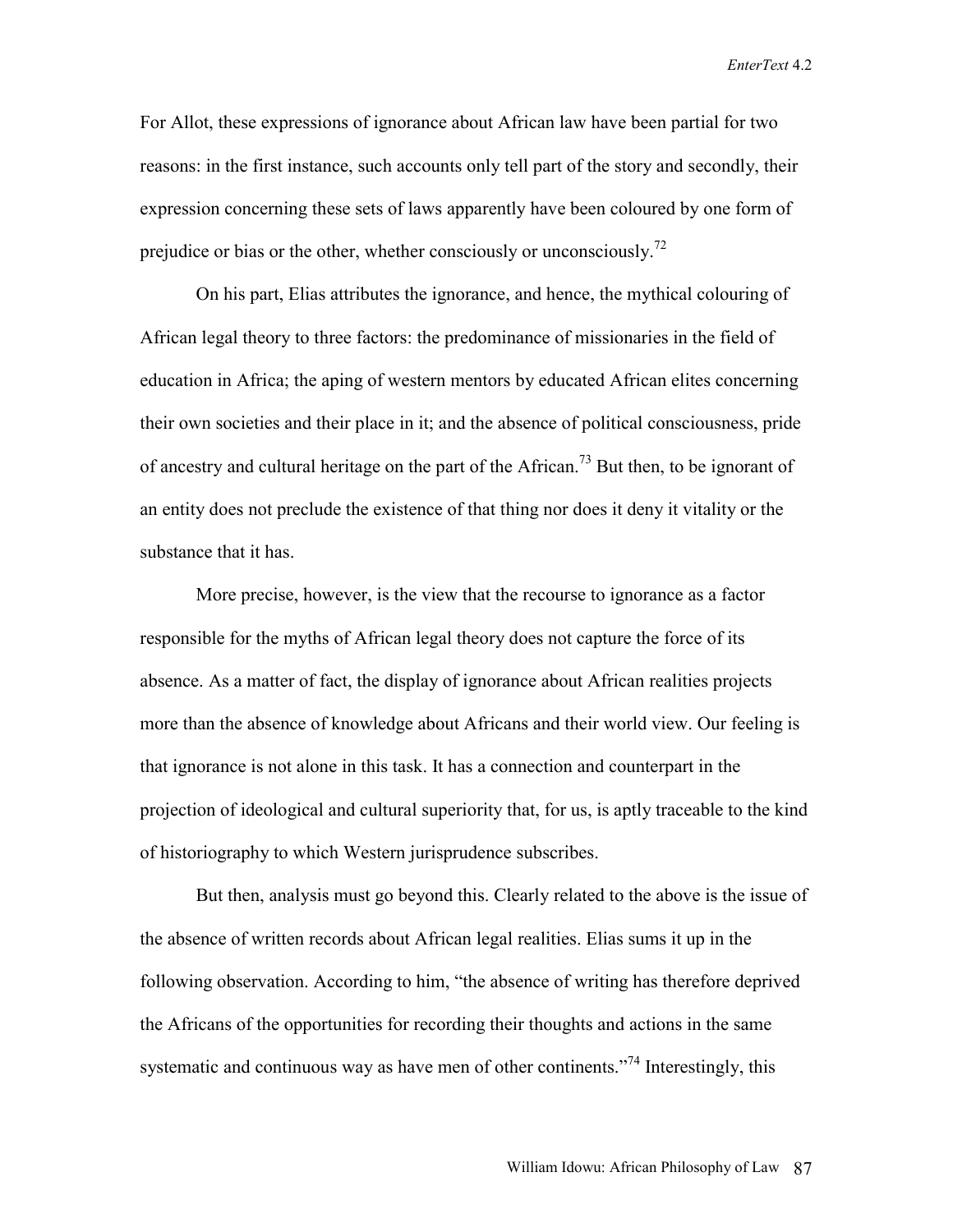For Allot, these expressions of ignorance about African law have been partial for two reasons: in the first instance, such accounts only tell part of the story and secondly, their expression concerning these sets of laws apparently have been coloured by one form of prejudice or bias or the other, whether consciously or unconsciously.[72]

On his part, Elias attributes the ignorance, and hence, the mythical colouring of African legal theory to three factors: the predominance of missionaries in the field of education in Africa; the aping of western mentors by educated African elites concerning their own societies and their place in it; and the absence of political consciousness, pride of ancestry and cultural heritage on the part of the African.[73] But then, to be ignorant of an entity does not preclude the existence of that thing nor does it deny it vitality or the substance that it has.

More precise, however, is the view that the recourse to ignorance as a factor responsible for the myths of African legal theory does not capture the force of its absence. As a matter of fact, the display of ignorance about African realities projects more than the absence of knowledge about Africans and their world view. Our feeling is that ignorance is not alone in this task. It has a connection and counterpart in the projection of ideological and cultural superiority that, for us, is aptly traceable to the kind of historiography to which Western jurisprudence subscribes.

But then, analysis must go beyond this. Clearly related to the above is the issue of the absence of written records about African legal realities. Elias sums it up in the following observation. According to him, "the absence of writing has therefore deprived the Africans of the opportunities for recording their thoughts and actions in the same systematic and continuous way as have men of other continents."[74] Interestingly, this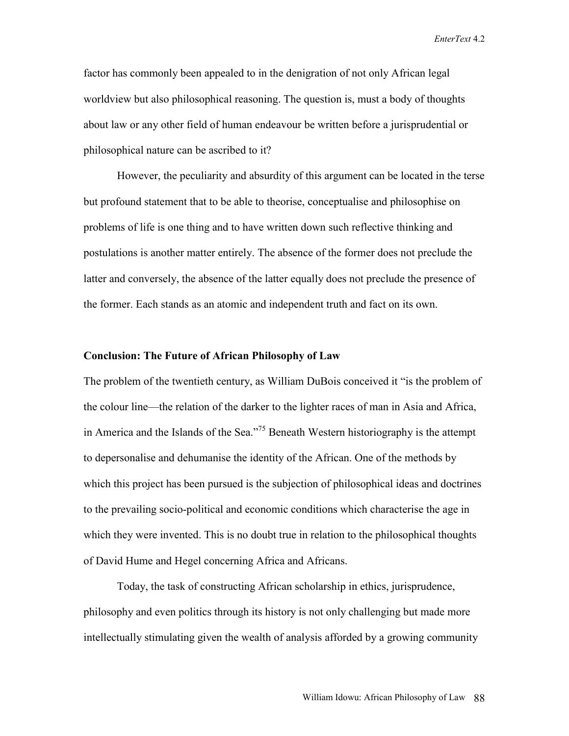factor has commonly been appealed to in the denigration of not only African legal worldview but also philosophical reasoning. The question is, must a body of thoughts about law or any other field of human endeavour be written before a jurisprudential or philosophical nature can be ascribed to it?

However, the peculiarity and absurdity of this argument can be located in the terse but profound statement that to be able to theorise, conceptualise and philosophise on problems of life is one thing and to have written down such reflective thinking and postulations is another matter entirely. The absence of the former does not preclude the latter and conversely, the absence of the latter equally does not preclude the presence of the former. Each stands as an atomic and independent truth and fact on its own.

### Conclusion: The Future of African Philosophy of Law

The problem of the twentieth century, as William DuBois conceived it "is the problem of the colour line—the relation of the darker to the lighter races of man in Asia and Africa, in America and the Islands of the Sea."[75] Beneath Western historiography is the attempt to depersonalise and dehumanise the identity of the African. One of the methods by which this project has been pursued is the subjection of philosophical ideas and doctrines to the prevailing socio-political and economic conditions which characterise the age in which they were invented. This is no doubt true in relation to the philosophical thoughts of David Hume and Hegel concerning Africa and Africans.

Today, the task of constructing African scholarship in ethics, jurisprudence, philosophy and even politics through its history is not only challenging but made more intellectually stimulating given the wealth of analysis afforded by a growing community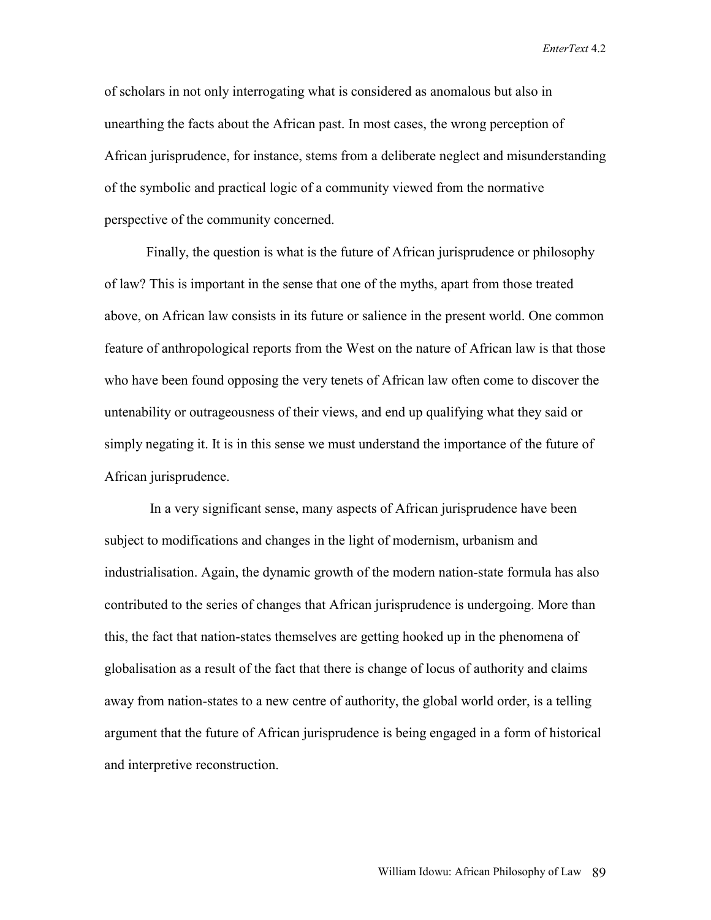of scholars in not only interrogating what is considered as anomalous but also in unearthing the facts about the African past. In most cases, the wrong perception of African jurisprudence, for instance, stems from a deliberate neglect and misunderstanding of the symbolic and practical logic of a community viewed from the normative perspective of the community concerned.

Finally, the question is what is the future of African jurisprudence or philosophy of law? This is important in the sense that one of the myths, apart from those treated above, on African law consists in its future or salience in the present world. One common feature of anthropological reports from the West on the nature of African law is that those who have been found opposing the very tenets of African law often come to discover the untenability or outrageousness of their views, and end up qualifying what they said or simply negating it. It is in this sense we must understand the importance of the future of African jurisprudence.

In a very significant sense, many aspects of African jurisprudence have been subject to modifications and changes in the light of modernism, urbanism and industrialisation. Again, the dynamic growth of the modern nation-state formula has also contributed to the series of changes that African jurisprudence is undergoing. More than this, the fact that nation-states themselves are getting hooked up in the phenomena of globalisation as a result of the fact that there is change of locus of authority and claims away from nation-states to a new centre of authority, the global world order, is a telling argument that the future of African jurisprudence is being engaged in a form of historical and interpretive reconstruction.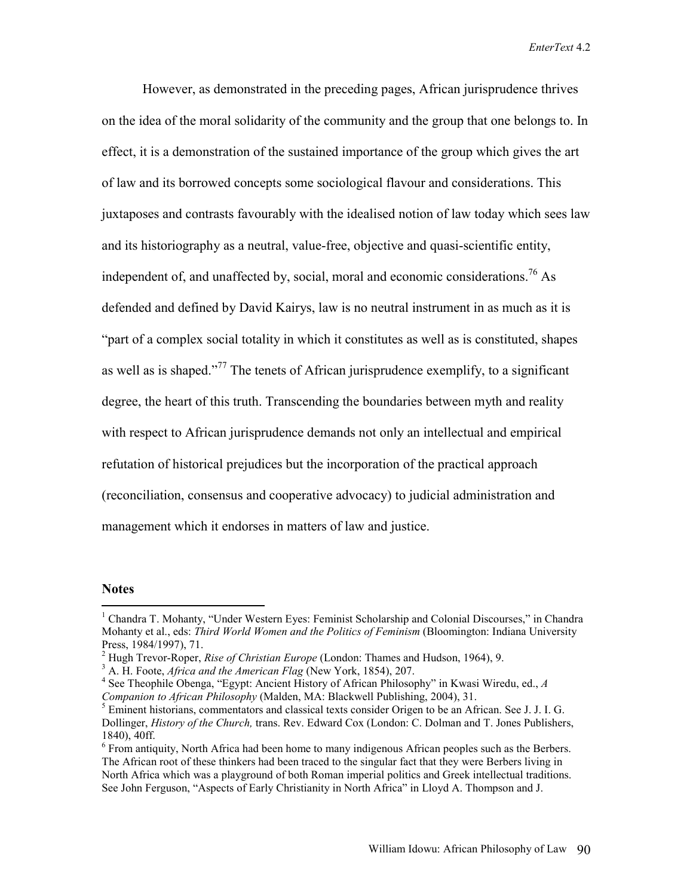However, as demonstrated in the preceding pages, African jurisprudence thrives on the idea of the moral solidarity of the community and the group that one belongs to. In effect, it is a demonstration of the sustained importance of the group which gives the art of law and its borrowed concepts some sociological flavour and considerations. This juxtaposes and contrasts favourably with the idealised notion of law today which sees law and its historiography as a neutral, value-free, objective and quasi-scientific entity, independent of, and unaffected by, social, moral and economic considerations.[76] As defended and defined by David Kairys, law is no neutral instrument in as much as it is "part of a complex social totality in which it constitutes as well as is constituted, shapes as well as is shaped."[77] The tenets of African jurisprudence exemplify, to a significant degree, the heart of this truth. Transcending the boundaries between myth and reality with respect to African jurisprudence demands not only an intellectual and empirical refutation of historical prejudices but the incorporation of the practical approach (reconciliation, consensus and cooperative advocacy) to judicial administration and management which it endorses in matters of law and justice.

## Notes

[1] Chandra T. Mohanty, "Under Western Eyes: Feminist Scholarship and Colonial Discourses," in Chandra Mohanty et al., eds: *Third World Women and the Politics of Feminism* (Bloomington: Indiana University Press, 1984/1997), 71.

[2] Hugh Trevor-Roper, *Rise of Christian Europe* (London: Thames and Hudson, 1964), 9.

[3] A. H. Foote, *Africa and the American Flag* (New York, 1854), 207.

[4] See Theophile Obenga, "Egypt: Ancient History of African Philosophy" in Kwasi Wiredu, ed., *A Companion to African Philosophy* (Malden, MA: Blackwell Publishing, 2004), 31.

[5] Eminent historians, commentators and classical texts consider Origen to be an African. See J. J. I. G. Dollinger, *History of the Church,* trans. Rev. Edward Cox (London: C. Dolman and T. Jones Publishers, 1840), 40ff.

[6] From antiquity, North Africa had been home to many indigenous African peoples such as the Berbers. The African root of these thinkers had been traced to the singular fact that they were Berbers living in North Africa which was a playground of both Roman imperial politics and Greek intellectual traditions. See John Ferguson, "Aspects of Early Christianity in North Africa" in Lloyd A. Thompson and J.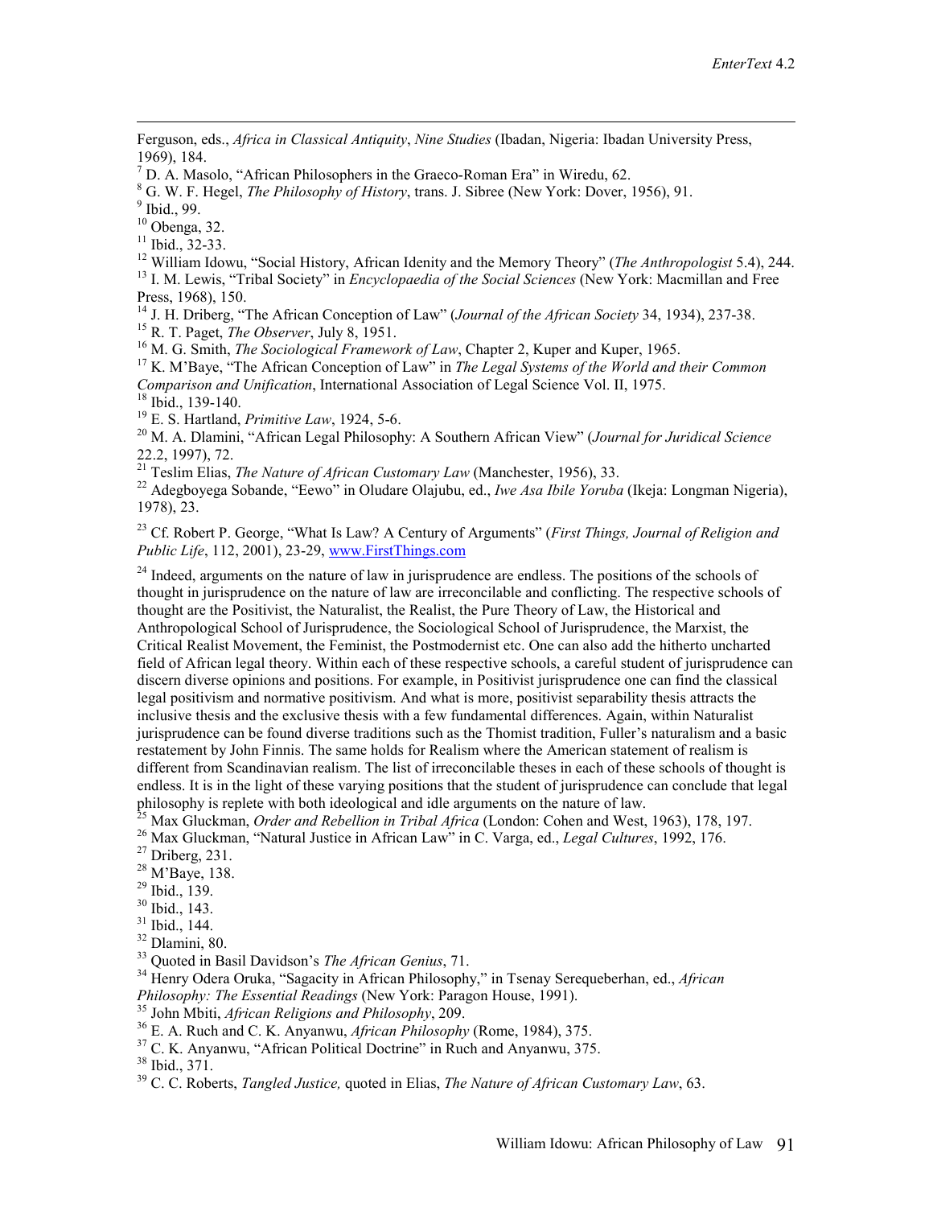Ferguson, eds., *Africa in Classical Antiquity*, *Nine Studies* (Ibadan, Nigeria: Ibadan University Press, 1969), 184.

[7] D. A. Masolo, "African Philosophers in the Graeco-Roman Era" in Wiredu, 62.

[8] G. W. F. Hegel, *The Philosophy of History*, trans. J. Sibree (New York: Dover, 1956), 91.

[9] Ibid., 99.

[10] Obenga, 32.

[11] Ibid., 32-33.

[12] William Idowu, "Social History, African Idenity and the Memory Theory" (*The Anthropologist* 5.4), 244.

[13] I. M. Lewis, "Tribal Society" in *Encyclopaedia of the Social Sciences* (New York: Macmillan and Free Press, 1968), 150.

[14] J. H. Driberg, "The African Conception of Law" (*Journal of the African Society* 34, 1934), 237-38.

[15] R. T. Paget, *The Observer*, July 8, 1951.

[16] M. G. Smith, *The Sociological Framework of Law*, Chapter 2, Kuper and Kuper, 1965.

[17] K. M'Baye, "The African Conception of Law" in *The Legal Systems of the World and their Common Comparison and Unification*, International Association of Legal Science Vol. II, 1975.

[18] Ibid., 139-140.

[19] E. S. Hartland, *Primitive Law*, 1924, 5-6.

[20] M. A. Dlamini, "African Legal Philosophy: A Southern African View" (*Journal for Juridical Science* 22.2, 1997), 72.

[21] Teslim Elias, *The Nature of African Customary Law* (Manchester, 1956), 33.

[22] Adegboyega Sobande, "Eewo" in Oludare Olajubu, ed., *Iwe Asa Ibile Yoruba* (Ikeja: Longman Nigeria), 1978), 23.

[23] Cf. Robert P. George, "What Is Law? A Century of Arguments" (*First Things, Journal of Religion and Public Life*, 112, 2001), 23-29, www.FirstThings.com

[24] Indeed, arguments on the nature of law in jurisprudence are endless. The positions of the schools of thought in jurisprudence on the nature of law are irreconcilable and conflicting. The respective schools of thought are the Positivist, the Naturalist, the Realist, the Pure Theory of Law, the Historical and Anthropological School of Jurisprudence, the Sociological School of Jurisprudence, the Marxist, the Critical Realist Movement, the Feminist, the Postmodernist etc. One can also add the hitherto uncharted field of African legal theory. Within each of these respective schools, a careful student of jurisprudence can discern diverse opinions and positions. For example, in Positivist jurisprudence one can find the classical legal positivism and normative positivism. And what is more, positivist separability thesis attracts the inclusive thesis and the exclusive thesis with a few fundamental differences. Again, within Naturalist jurisprudence can be found diverse traditions such as the Thomist tradition, Fuller's naturalism and a basic restatement by John Finnis. The same holds for Realism where the American statement of realism is different from Scandinavian realism. The list of irreconcilable theses in each of these schools of thought is endless. It is in the light of these varying positions that the student of jurisprudence can conclude that legal philosophy is replete with both ideological and idle arguments on the nature of law.

[25] Max Gluckman, *Order and Rebellion in Tribal Africa* (London: Cohen and West, 1963), 178, 197.

[26] Max Gluckman, "Natural Justice in African Law" in C. Varga, ed., *Legal Cultures*, 1992, 176.

[27] Driberg, 231.

[28] M'Baye, 138.

[29] Ibid., 139.

[30] Ibid., 143.

[31] Ibid., 144.

[32] Dlamini, 80.

[33] Quoted in Basil Davidson's *The African Genius*, 71.

[34] Henry Odera Oruka, "Sagacity in African Philosophy," in Tsenay Serequeberhan, ed., *African Philosophy: The Essential Readings* (New York: Paragon House, 1991).

[35] John Mbiti, *African Religions and Philosophy*, 209.

[36] E. A. Ruch and C. K. Anyanwu, *African Philosophy* (Rome, 1984), 375.

[37] C. K. Anyanwu, "African Political Doctrine" in Ruch and Anyanwu, 375.

[38] Ibid., 371.

[39] C. C. Roberts, *Tangled Justice,* quoted in Elias, *The Nature of African Customary Law*, 63.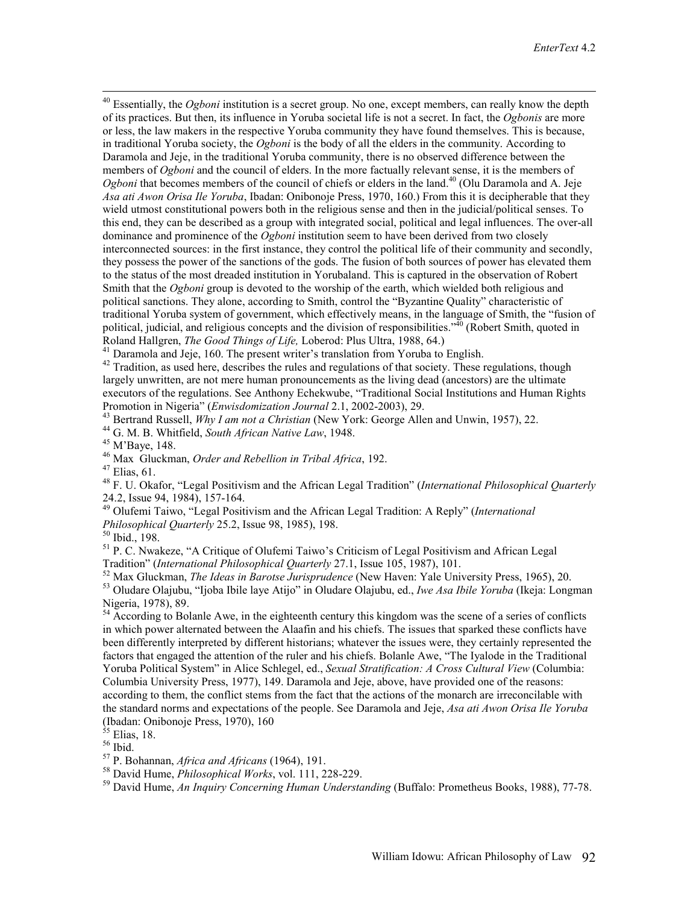[40] Essentially, the *Ogboni* institution is a secret group. No one, except members, can really know the depth of its practices. But then, its influence in Yoruba societal life is not a secret. In fact, the *Ogbonis* are more or less, the law makers in the respective Yoruba community they have found themselves. This is because, in traditional Yoruba society, the *Ogboni* is the body of all the elders in the community. According to Daramola and Jeje, in the traditional Yoruba community, there is no observed difference between the members of *Ogboni* and the council of elders. In the more factually relevant sense, it is the members of *Ogboni* that becomes members of the council of chiefs or elders in the land.[40] (Olu Daramola and A. Jeje *Asa ati Awon Orisa Ile Yoruba*, Ibadan: Onibonoje Press, 1970, 160.) From this it is decipherable that they wield utmost constitutional powers both in the religious sense and then in the judicial/political senses. To this end, they can be described as a group with integrated social, political and legal influences. The over-all dominance and prominence of the *Ogboni* institution seem to have been derived from two closely interconnected sources: in the first instance, they control the political life of their community and secondly, they possess the power of the sanctions of the gods. The fusion of both sources of power has elevated them to the status of the most dreaded institution in Yorubaland. This is captured in the observation of Robert Smith that the *Ogboni* group is devoted to the worship of the earth, which wielded both religious and political sanctions. They alone, according to Smith, control the "Byzantine Quality" characteristic of traditional Yoruba system of government, which effectively means, in the language of Smith, the "fusion of political, judicial, and religious concepts and the division of responsibilities."[40] (Robert Smith, quoted in Roland Hallgren, *The Good Things of Life,* Loberod: Plus Ultra, 1988, 64.)

[41] Daramola and Jeje, 160. The present writer's translation from Yoruba to English.

[42] Tradition, as used here, describes the rules and regulations of that society. These regulations, though largely unwritten, are not mere human pronouncements as the living dead (ancestors) are the ultimate executors of the regulations. See Anthony Echekwube, "Traditional Social Institutions and Human Rights Promotion in Nigeria" (*Enwisdomization Journal* 2.1, 2002-2003), 29.

[43] Bertrand Russell, *Why I am not a Christian* (New York: George Allen and Unwin, 1957), 22.

[44] G. M. B. Whitfield, *South African Native Law*, 1948.

[45] M'Baye, 148.

[46] Max Gluckman, *Order and Rebellion in Tribal Africa*, 192.

[47] Elias, 61.

[48] F. U. Okafor, "Legal Positivism and the African Legal Tradition" (*International Philosophical Quarterly* 24.2, Issue 94, 1984), 157-164.

[49] Olufemi Taiwo, "Legal Positivism and the African Legal Tradition: A Reply" (*International Philosophical Quarterly* 25.2, Issue 98, 1985), 198.

[50] Ibid., 198.

[51] P. C. Nwakeze, "A Critique of Olufemi Taiwo's Criticism of Legal Positivism and African Legal Tradition" (*International Philosophical Quarterly* 27.1, Issue 105, 1987), 101.

[52] Max Gluckman, *The Ideas in Barotse Jurisprudence* (New Haven: Yale University Press, 1965), 20.

[53] Oludare Olajubu, "Ijoba Ibile laye Atijo" in Oludare Olajubu, ed., *Iwe Asa Ibile Yoruba* (Ikeja: Longman Nigeria, 1978), 89.

[54] According to Bolanle Awe, in the eighteenth century this kingdom was the scene of a series of conflicts in which power alternated between the Alaafin and his chiefs. The issues that sparked these conflicts have been differently interpreted by different historians; whatever the issues were, they certainly represented the factors that engaged the attention of the ruler and his chiefs. Bolanle Awe, "The Iyalode in the Traditional Yoruba Political System" in Alice Schlegel, ed., *Sexual Stratification: A Cross Cultural View* (Columbia: Columbia University Press, 1977), 149. Daramola and Jeje, above, have provided one of the reasons: according to them, the conflict stems from the fact that the actions of the monarch are irreconcilable with the standard norms and expectations of the people. See Daramola and Jeje, *Asa ati Awon Orisa Ile Yoruba* (Ibadan: Onibonoje Press, 1970), 160

[55] Elias, 18.

[56] Ibid.

[57] P. Bohannan, *Africa and Africans* (1964), 191.

[58] David Hume, *Philosophical Works*, vol. 111, 228-229.

[59] David Hume, *An Inquiry Concerning Human Understanding* (Buffalo: Prometheus Books, 1988), 77-78.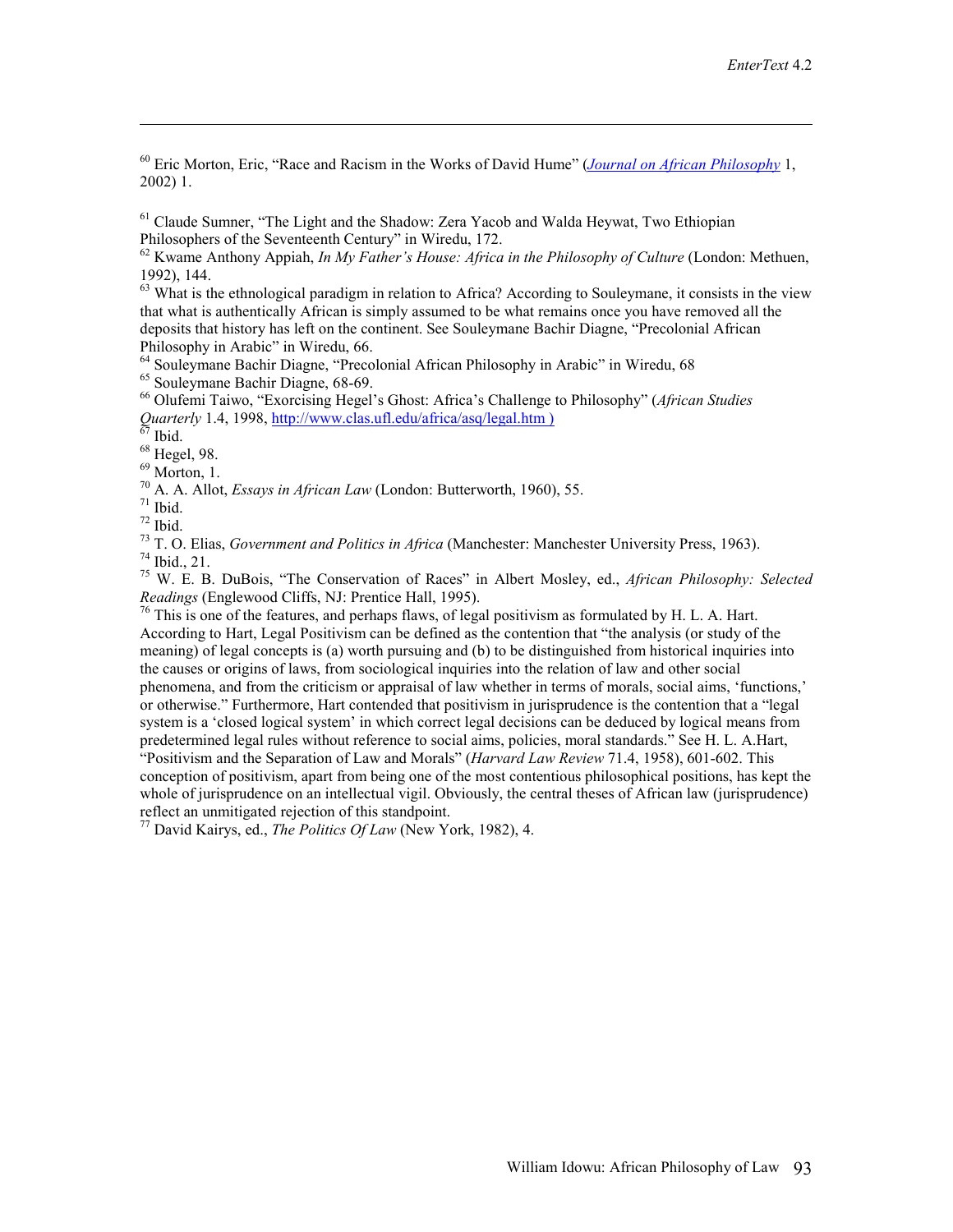[60] Eric Morton, Eric, "Race and Racism in the Works of David Hume" (*Journal on African Philosophy* 1, 2002) 1.

[61] Claude Sumner, "The Light and the Shadow: Zera Yacob and Walda Heywat, Two Ethiopian Philosophers of the Seventeenth Century" in Wiredu, 172.

[62] Kwame Anthony Appiah, *In My Father's House: Africa in the Philosophy of Culture* (London: Methuen, 1992), 144.

[63] What is the ethnological paradigm in relation to Africa? According to Souleymane, it consists in the view that what is authentically African is simply assumed to be what remains once you have removed all the deposits that history has left on the continent. See Souleymane Bachir Diagne, "Precolonial African Philosophy in Arabic" in Wiredu, 66.

[64] Souleymane Bachir Diagne, "Precolonial African Philosophy in Arabic" in Wiredu, 68

[65] Souleymane Bachir Diagne, 68-69.

[66] Olufemi Taiwo, "Exorcising Hegel's Ghost: Africa's Challenge to Philosophy" (*African Studies Quarterly* 1.4, 1998, http://www.clas.ufl.edu/africa/asq/legal.htm )

[67] Ibid.

[68] Hegel, 98.

[69] Morton, 1.

[70] A. A. Allot, *Essays in African Law* (London: Butterworth, 1960), 55.

[71] Ibid.

[72] Ibid.

[73] T. O. Elias, *Government and Politics in Africa* (Manchester: Manchester University Press, 1963).

[74] Ibid., 21.

[75] W. E. B. DuBois, "The Conservation of Races" in Albert Mosley, ed., *African Philosophy: Selected Readings* (Englewood Cliffs, NJ: Prentice Hall, 1995).

[76] This is one of the features, and perhaps flaws, of legal positivism as formulated by H. L. A. Hart. According to Hart, Legal Positivism can be defined as the contention that "the analysis (or study of the meaning) of legal concepts is (a) worth pursuing and (b) to be distinguished from historical inquiries into the causes or origins of laws, from sociological inquiries into the relation of law and other social phenomena, and from the criticism or appraisal of law whether in terms of morals, social aims, 'functions,' or otherwise." Furthermore, Hart contended that positivism in jurisprudence is the contention that a "legal system is a 'closed logical system' in which correct legal decisions can be deduced by logical means from predetermined legal rules without reference to social aims, policies, moral standards." See H. L. A.Hart, "Positivism and the Separation of Law and Morals" (*Harvard Law Review* 71.4, 1958), 601-602. This conception of positivism, apart from being one of the most contentious philosophical positions, has kept the whole of jurisprudence on an intellectual vigil. Obviously, the central theses of African law (jurisprudence) reflect an unmitigated rejection of this standpoint.

[77] David Kairys, ed., *The Politics Of Law* (New York, 1982), 4.